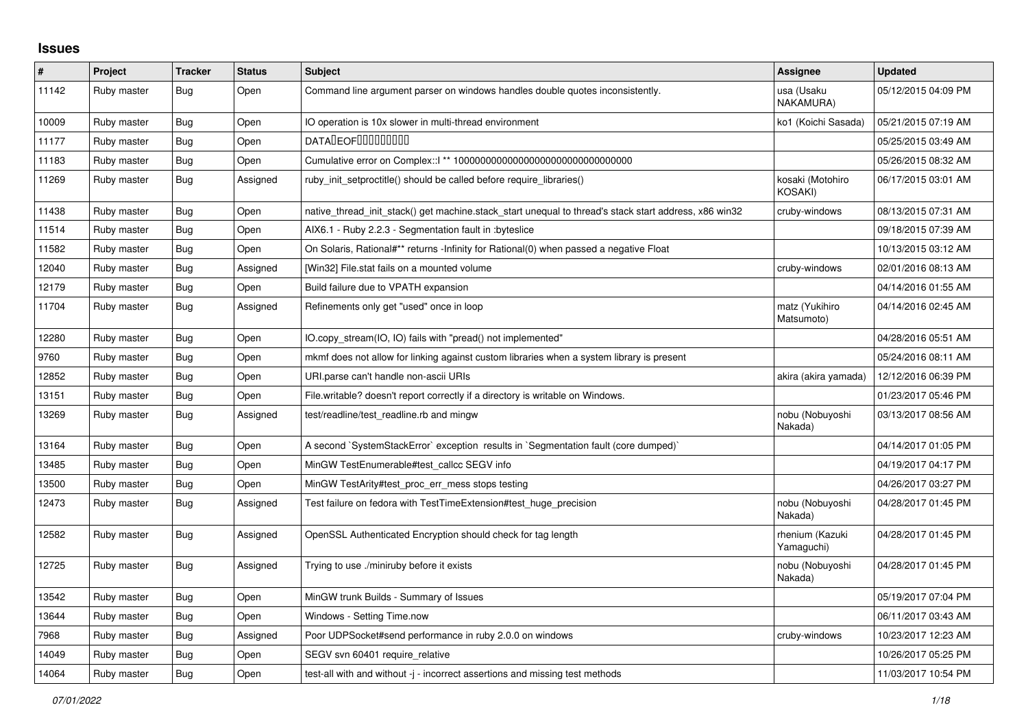# Issues

| # | Project | Tracker | Status | Subject | Assignee | Updated |
|---|---|---|---|---|---|---|
| 11142 | Ruby master | Bug | Open | Command line argument parser on windows handles double quotes inconsistently. | usa (Usaku NAKAMURA) | 05/12/2015 04:09 PM |
| 10009 | Ruby master | Bug | Open | IO operation is 10x slower in multi-thread environment | ko1 (Koichi Sasada) | 05/21/2015 07:19 AM |
| 11177 | Ruby master | Bug | Open | DATA�EOF��������� | | 05/25/2015 03:49 AM |
| 11183 | Ruby master | Bug | Open | Cumulative error on Complex::I ** 100000000000000000000000000000000 | | 05/26/2015 08:32 AM |
| 11269 | Ruby master | Bug | Assigned | ruby_init_setproctitle() should be called before require_libraries() | kosaki (Motohiro KOSAKI) | 06/17/2015 03:01 AM |
| 11438 | Ruby master | Bug | Open | native_thread_init_stack() get machine.stack_start unequal to thread's stack start address, x86 win32 | cruby-windows | 08/13/2015 07:31 AM |
| 11514 | Ruby master | Bug | Open | AIX6.1 - Ruby 2.2.3 - Segmentation fault in :byteslice | | 09/18/2015 07:39 AM |
| 11582 | Ruby master | Bug | Open | On Solaris, Rational#** returns -Infinity for Rational(0) when passed a negative Float | | 10/13/2015 03:12 AM |
| 12040 | Ruby master | Bug | Assigned | [Win32] File.stat fails on a mounted volume | cruby-windows | 02/01/2016 08:13 AM |
| 12179 | Ruby master | Bug | Open | Build failure due to VPATH expansion | | 04/14/2016 01:55 AM |
| 11704 | Ruby master | Bug | Assigned | Refinements only get "used" once in loop | matz (Yukihiro Matsumoto) | 04/14/2016 02:45 AM |
| 12280 | Ruby master | Bug | Open | IO.copy_stream(IO, IO) fails with "pread() not implemented" | | 04/28/2016 05:51 AM |
| 9760 | Ruby master | Bug | Open | mkmf does not allow for linking against custom libraries when a system library is present | | 05/24/2016 08:11 AM |
| 12852 | Ruby master | Bug | Open | URI.parse can't handle non-ascii URIs | akira (akira yamada) | 12/12/2016 06:39 PM |
| 13151 | Ruby master | Bug | Open | File.writable? doesn't report correctly if a directory is writable on Windows. | | 01/23/2017 05:46 PM |
| 13269 | Ruby master | Bug | Assigned | test/readline/test_readline.rb and mingw | nobu (Nobuyoshi Nakada) | 03/13/2017 08:56 AM |
| 13164 | Ruby master | Bug | Open | A second `SystemStackError` exception results in `Segmentation fault (core dumped)` | | 04/14/2017 01:05 PM |
| 13485 | Ruby master | Bug | Open | MinGW TestEnumerable#test_callcc SEGV info | | 04/19/2017 04:17 PM |
| 13500 | Ruby master | Bug | Open | MinGW TestArity#test_proc_err_mess stops testing | | 04/26/2017 03:27 PM |
| 12473 | Ruby master | Bug | Assigned | Test failure on fedora with TestTimeExtension#test_huge_precision | nobu (Nobuyoshi Nakada) | 04/28/2017 01:45 PM |
| 12582 | Ruby master | Bug | Assigned | OpenSSL Authenticated Encryption should check for tag length | rhenium (Kazuki Yamaguchi) | 04/28/2017 01:45 PM |
| 12725 | Ruby master | Bug | Assigned | Trying to use ./miniruby before it exists | nobu (Nobuyoshi Nakada) | 04/28/2017 01:45 PM |
| 13542 | Ruby master | Bug | Open | MinGW trunk Builds - Summary of Issues | | 05/19/2017 07:04 PM |
| 13644 | Ruby master | Bug | Open | Windows - Setting Time.now | | 06/11/2017 03:43 AM |
| 7968 | Ruby master | Bug | Assigned | Poor UDPSocket#send performance in ruby 2.0.0 on windows | cruby-windows | 10/23/2017 12:23 AM |
| 14049 | Ruby master | Bug | Open | SEGV svn 60401 require_relative | | 10/26/2017 05:25 PM |
| 14064 | Ruby master | Bug | Open | test-all with and without -j - incorrect assertions and missing test methods | | 11/03/2017 10:54 PM |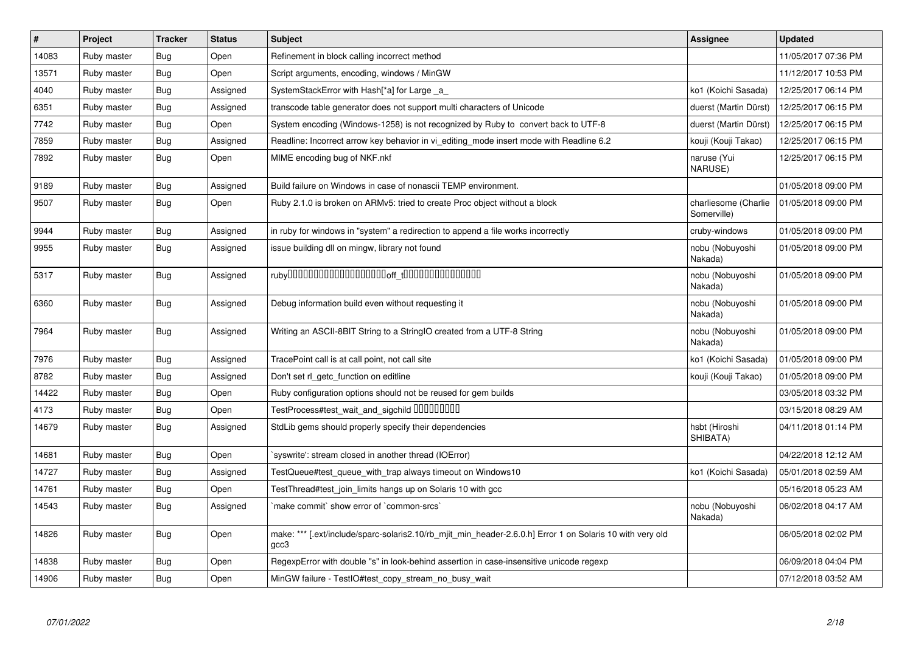| # | Project | Tracker | Status | Subject | Assignee | Updated |
|---|---|---|---|---|---|---|
| 14083 | Ruby master | Bug | Open | Refinement in block calling incorrect method | | 11/05/2017 07:36 PM |
| 13571 | Ruby master | Bug | Open | Script arguments, encoding, windows / MinGW | | 11/12/2017 10:53 PM |
| 4040 | Ruby master | Bug | Assigned | SystemStackError with Hash[*a] for Large _a_ | ko1 (Koichi Sasada) | 12/25/2017 06:14 PM |
| 6351 | Ruby master | Bug | Assigned | transcode table generator does not support multi characters of Unicode | duerst (Martin Dürst) | 12/25/2017 06:15 PM |
| 7742 | Ruby master | Bug | Open | System encoding (Windows-1258) is not recognized by Ruby to convert back to UTF-8 | duerst (Martin Dürst) | 12/25/2017 06:15 PM |
| 7859 | Ruby master | Bug | Assigned | Readline: Incorrect arrow key behavior in vi_editing_mode insert mode with Readline 6.2 | kouji (Kouji Takao) | 12/25/2017 06:15 PM |
| 7892 | Ruby master | Bug | Open | MIME encoding bug of NKF.nkf | naruse (Yui NARUSE) | 12/25/2017 06:15 PM |
| 9189 | Ruby master | Bug | Assigned | Build failure on Windows in case of nonascii TEMP environment. | | 01/05/2018 09:00 PM |
| 9507 | Ruby master | Bug | Open | Ruby 2.1.0 is broken on ARMv5: tried to create Proc object without a block | charliesome (Charlie Somerville) | 01/05/2018 09:00 PM |
| 9944 | Ruby master | Bug | Assigned | in ruby for windows in "system" a redirection to append a file works incorrectly | cruby-windows | 01/05/2018 09:00 PM |
| 9955 | Ruby master | Bug | Assigned | issue building dll on mingw, library not found | nobu (Nobuyoshi Nakada) | 01/05/2018 09:00 PM |
| 5317 | Ruby master | Bug | Assigned | ruby���������������������off_t���������������� | nobu (Nobuyoshi Nakada) | 01/05/2018 09:00 PM |
| 6360 | Ruby master | Bug | Assigned | Debug information build even without requesting it | nobu (Nobuyoshi Nakada) | 01/05/2018 09:00 PM |
| 7964 | Ruby master | Bug | Assigned | Writing an ASCII-8BIT String to a StringIO created from a UTF-8 String | nobu (Nobuyoshi Nakada) | 01/05/2018 09:00 PM |
| 7976 | Ruby master | Bug | Assigned | TracePoint call is at call point, not call site | ko1 (Koichi Sasada) | 01/05/2018 09:00 PM |
| 8782 | Ruby master | Bug | Assigned | Don't set rl_getc_function on editline | kouji (Kouji Takao) | 01/05/2018 09:00 PM |
| 14422 | Ruby master | Bug | Open | Ruby configuration options should not be reused for gem builds | | 03/05/2018 03:32 PM |
| 4173 | Ruby master | Bug | Open | TestProcess#test_wait_and_sigchild ���������� | | 03/15/2018 08:29 AM |
| 14679 | Ruby master | Bug | Assigned | StdLib gems should properly specify their dependencies | hsbt (Hiroshi SHIBATA) | 04/11/2018 01:14 PM |
| 14681 | Ruby master | Bug | Open | `syswrite': stream closed in another thread (IOError) | | 04/22/2018 12:12 AM |
| 14727 | Ruby master | Bug | Assigned | TestQueue#test_queue_with_trap always timeout on Windows10 | ko1 (Koichi Sasada) | 05/01/2018 02:59 AM |
| 14761 | Ruby master | Bug | Open | TestThread#test_join_limits hangs up on Solaris 10 with gcc | | 05/16/2018 05:23 AM |
| 14543 | Ruby master | Bug | Assigned | `make commit` show error of `common-srcs` | nobu (Nobuyoshi Nakada) | 06/02/2018 04:17 AM |
| 14826 | Ruby master | Bug | Open | make: *** [.ext/include/sparc-solaris2.10/rb_mjit_min_header-2.6.0.h] Error 1 on Solaris 10 with very old gcc3 | | 06/05/2018 02:02 PM |
| 14838 | Ruby master | Bug | Open | RegexpError with double "s" in look-behind assertion in case-insensitive unicode regexp | | 06/09/2018 04:04 PM |
| 14906 | Ruby master | Bug | Open | MinGW failure - TestIO#test_copy_stream_no_busy_wait | | 07/12/2018 03:52 AM |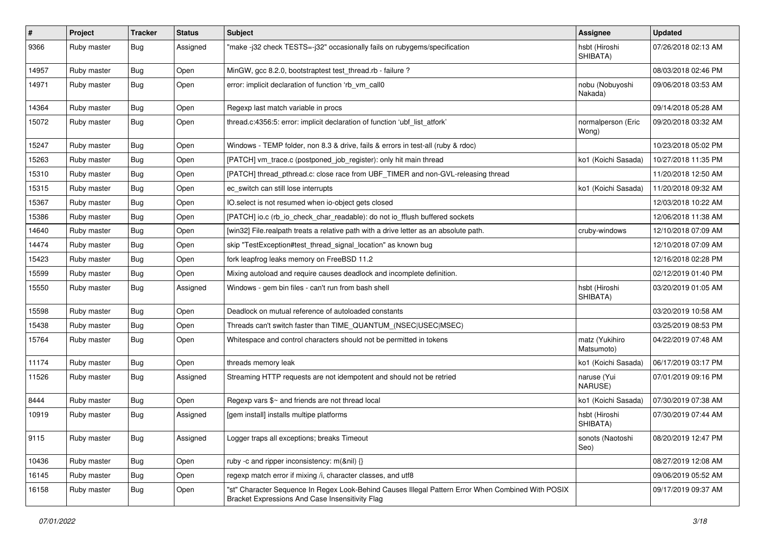| # | Project | Tracker | Status | Subject | Assignee | Updated |
|---|---|---|---|---|---|---|
| 9366 | Ruby master | Bug | Assigned | "make -j32 check TESTS=-j32" occasionally fails on rubygems/specification | hsbt (Hiroshi SHIBATA) | 07/26/2018 02:13 AM |
| 14957 | Ruby master | Bug | Open | MinGW, gcc 8.2.0, bootstraptest test_thread.rb - failure ? | | 08/03/2018 02:46 PM |
| 14971 | Ruby master | Bug | Open | error: implicit declaration of function 'rb_vm_call0 | nobu (Nobuyoshi Nakada) | 09/06/2018 03:53 AM |
| 14364 | Ruby master | Bug | Open | Regexp last match variable in procs | | 09/14/2018 05:28 AM |
| 15072 | Ruby master | Bug | Open | thread.c:4356:5: error: implicit declaration of function 'ubf_list_atfork' | normalperson (Eric Wong) | 09/20/2018 03:32 AM |
| 15247 | Ruby master | Bug | Open | Windows - TEMP folder, non 8.3 & drive, fails & errors in test-all (ruby & rdoc) | | 10/23/2018 05:02 PM |
| 15263 | Ruby master | Bug | Open | [PATCH] vm_trace.c (postponed_job_register): only hit main thread | ko1 (Koichi Sasada) | 10/27/2018 11:35 PM |
| 15310 | Ruby master | Bug | Open | [PATCH] thread_pthread.c: close race from UBF_TIMER and non-GVL-releasing thread | | 11/20/2018 12:50 AM |
| 15315 | Ruby master | Bug | Open | ec_switch can still lose interrupts | ko1 (Koichi Sasada) | 11/20/2018 09:32 AM |
| 15367 | Ruby master | Bug | Open | IO.select is not resumed when io-object gets closed | | 12/03/2018 10:22 AM |
| 15386 | Ruby master | Bug | Open | [PATCH] io.c (rb_io_check_char_readable): do not io_fflush buffered sockets | | 12/06/2018 11:38 AM |
| 14640 | Ruby master | Bug | Open | [win32] File.realpath treats a relative path with a drive letter as an absolute path. | cruby-windows | 12/10/2018 07:09 AM |
| 14474 | Ruby master | Bug | Open | skip "TestException#test_thread_signal_location" as known bug | | 12/10/2018 07:09 AM |
| 15423 | Ruby master | Bug | Open | fork leapfrog leaks memory on FreeBSD 11.2 | | 12/16/2018 02:28 PM |
| 15599 | Ruby master | Bug | Open | Mixing autoload and require causes deadlock and incomplete definition. | | 02/12/2019 01:40 PM |
| 15550 | Ruby master | Bug | Assigned | Windows - gem bin files - can't run from bash shell | hsbt (Hiroshi SHIBATA) | 03/20/2019 01:05 AM |
| 15598 | Ruby master | Bug | Open | Deadlock on mutual reference of autoloaded constants | | 03/20/2019 10:58 AM |
| 15438 | Ruby master | Bug | Open | Threads can't switch faster than TIME_QUANTUM_(NSEC\|USEC\|MSEC) | | 03/25/2019 08:53 PM |
| 15764 | Ruby master | Bug | Open | Whitespace and control characters should not be permitted in tokens | matz (Yukihiro Matsumoto) | 04/22/2019 07:48 AM |
| 11174 | Ruby master | Bug | Open | threads memory leak | ko1 (Koichi Sasada) | 06/17/2019 03:17 PM |
| 11526 | Ruby master | Bug | Assigned | Streaming HTTP requests are not idempotent and should not be retried | naruse (Yui NARUSE) | 07/01/2019 09:16 PM |
| 8444 | Ruby master | Bug | Open | Regexp vars $~ and friends are not thread local | ko1 (Koichi Sasada) | 07/30/2019 07:38 AM |
| 10919 | Ruby master | Bug | Assigned | [gem install] installs multipe platforms | hsbt (Hiroshi SHIBATA) | 07/30/2019 07:44 AM |
| 9115 | Ruby master | Bug | Assigned | Logger traps all exceptions; breaks Timeout | sonots (Naotoshi Seo) | 08/20/2019 12:47 PM |
| 10436 | Ruby master | Bug | Open | ruby -c and ripper inconsistency: m(&nil) {} | | 08/27/2019 12:08 AM |
| 16145 | Ruby master | Bug | Open | regexp match error if mixing /i, character classes, and utf8 | | 09/06/2019 05:52 AM |
| 16158 | Ruby master | Bug | Open | "st" Character Sequence In Regex Look-Behind Causes Illegal Pattern Error When Combined With POSIX Bracket Expressions And Case Insensitivity Flag | | 09/17/2019 09:37 AM |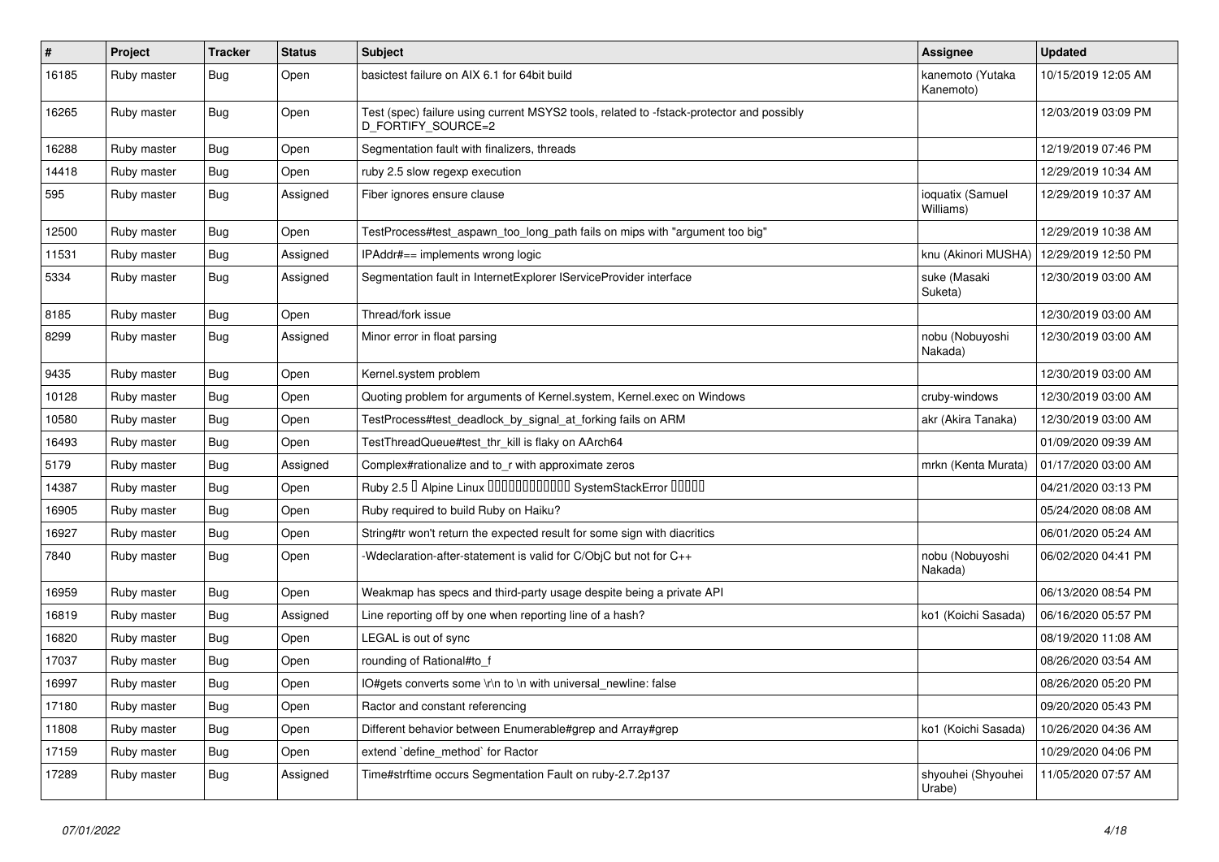| # | Project | Tracker | Status | Subject | Assignee | Updated |
|---|---|---|---|---|---|---|
| 16185 | Ruby master | Bug | Open | basictest failure on AIX 6.1 for 64bit build | kanemoto (Yutaka Kanemoto) | 10/15/2019 12:05 AM |
| 16265 | Ruby master | Bug | Open | Test (spec) failure using current MSYS2 tools, related to -fstack-protector and possibly D_FORTIFY_SOURCE=2 | | 12/03/2019 03:09 PM |
| 16288 | Ruby master | Bug | Open | Segmentation fault with finalizers, threads | | 12/19/2019 07:46 PM |
| 14418 | Ruby master | Bug | Open | ruby 2.5 slow regexp execution | | 12/29/2019 10:34 AM |
| 595 | Ruby master | Bug | Assigned | Fiber ignores ensure clause | ioquatix (Samuel Williams) | 12/29/2019 10:37 AM |
| 12500 | Ruby master | Bug | Open | TestProcess#test_aspawn_too_long_path fails on mips with "argument too big" | | 12/29/2019 10:38 AM |
| 11531 | Ruby master | Bug | Assigned | IPAddr#== implements wrong logic | knu (Akinori MUSHA) | 12/29/2019 12:50 PM |
| 5334 | Ruby master | Bug | Assigned | Segmentation fault in InternetExplorer IServiceProvider interface | suke (Masaki Suketa) | 12/30/2019 03:00 AM |
| 8185 | Ruby master | Bug | Open | Thread/fork issue | | 12/30/2019 03:00 AM |
| 8299 | Ruby master | Bug | Assigned | Minor error in float parsing | nobu (Nobuyoshi Nakada) | 12/30/2019 03:00 AM |
| 9435 | Ruby master | Bug | Open | Kernel.system problem | | 12/30/2019 03:00 AM |
| 10128 | Ruby master | Bug | Open | Quoting problem for arguments of Kernel.system, Kernel.exec on Windows | cruby-windows | 12/30/2019 03:00 AM |
| 10580 | Ruby master | Bug | Open | TestProcess#test_deadlock_by_signal_at_forking fails on ARM | akr (Akira Tanaka) | 12/30/2019 03:00 AM |
| 16493 | Ruby master | Bug | Open | TestThreadQueue#test_thr_kill is flaky on AArch64 | | 01/09/2020 09:39 AM |
| 5179 | Ruby master | Bug | Assigned | Complex#rationalize and to_r with approximate zeros | mrkn (Kenta Murata) | 01/17/2020 03:00 AM |
| 14387 | Ruby master | Bug | Open | Ruby 2.5 � Alpine Linux ������������ SystemStackError ����� | | 04/21/2020 03:13 PM |
| 16905 | Ruby master | Bug | Open | Ruby required to build Ruby on Haiku? | | 05/24/2020 08:08 AM |
| 16927 | Ruby master | Bug | Open | String#tr won't return the expected result for some sign with diacritics | | 06/01/2020 05:24 AM |
| 7840 | Ruby master | Bug | Open | -Wdeclaration-after-statement is valid for C/ObjC but not for C++ | nobu (Nobuyoshi Nakada) | 06/02/2020 04:41 PM |
| 16959 | Ruby master | Bug | Open | Weakmap has specs and third-party usage despite being a private API | | 06/13/2020 08:54 PM |
| 16819 | Ruby master | Bug | Assigned | Line reporting off by one when reporting line of a hash? | ko1 (Koichi Sasada) | 06/16/2020 05:57 PM |
| 16820 | Ruby master | Bug | Open | LEGAL is out of sync | | 08/19/2020 11:08 AM |
| 17037 | Ruby master | Bug | Open | rounding of Rational#to_f | | 08/26/2020 03:54 AM |
| 16997 | Ruby master | Bug | Open | IO#gets converts some \r\n to \n with universal_newline: false | | 08/26/2020 05:20 PM |
| 17180 | Ruby master | Bug | Open | Ractor and constant referencing | | 09/20/2020 05:43 PM |
| 11808 | Ruby master | Bug | Open | Different behavior between Enumerable#grep and Array#grep | ko1 (Koichi Sasada) | 10/26/2020 04:36 AM |
| 17159 | Ruby master | Bug | Open | extend `define_method` for Ractor | | 10/29/2020 04:06 PM |
| 17289 | Ruby master | Bug | Assigned | Time#strftime occurs Segmentation Fault on ruby-2.7.2p137 | shyouhei (Shyouhei Urabe) | 11/05/2020 07:57 AM |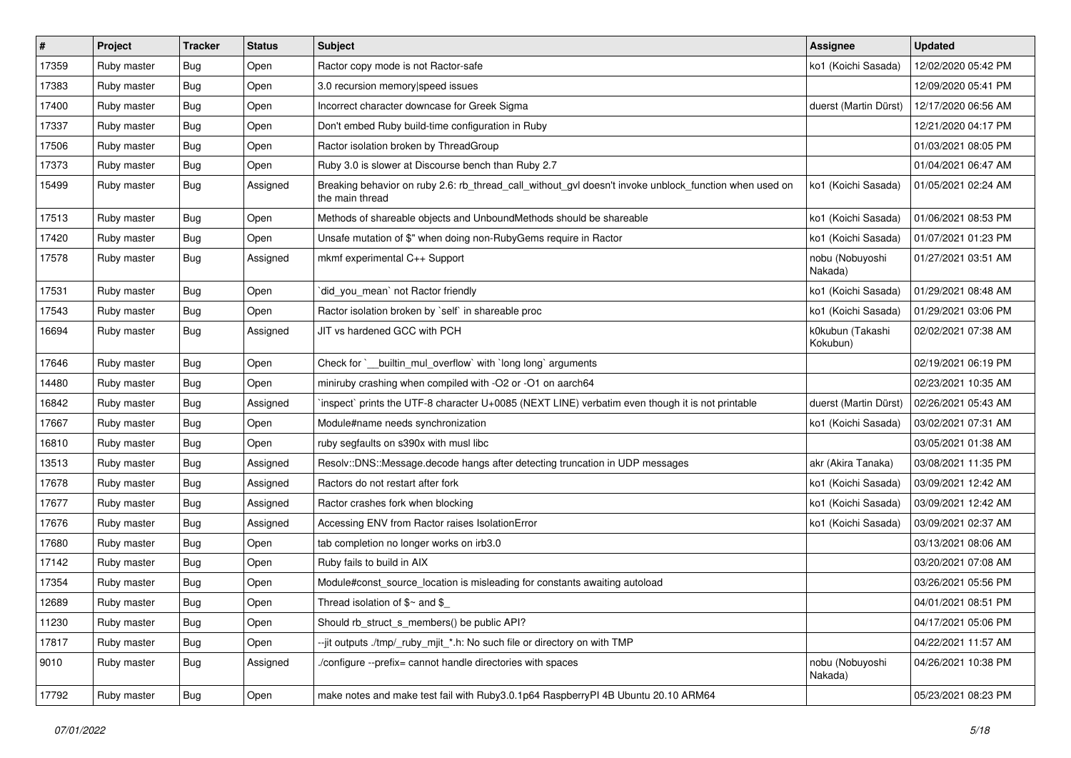| # | Project | Tracker | Status | Subject | Assignee | Updated |
| --- | --- | --- | --- | --- | --- | --- |
| 17359 | Ruby master | Bug | Open | Ractor copy mode is not Ractor-safe | ko1 (Koichi Sasada) | 12/02/2020 05:42 PM |
| 17383 | Ruby master | Bug | Open | 3.0 recursion memory\|speed issues | | 12/09/2020 05:41 PM |
| 17400 | Ruby master | Bug | Open | Incorrect character downcase for Greek Sigma | duerst (Martin Dürst) | 12/17/2020 06:56 AM |
| 17337 | Ruby master | Bug | Open | Don't embed Ruby build-time configuration in Ruby | | 12/21/2020 04:17 PM |
| 17506 | Ruby master | Bug | Open | Ractor isolation broken by ThreadGroup | | 01/03/2021 08:05 PM |
| 17373 | Ruby master | Bug | Open | Ruby 3.0 is slower at Discourse bench than Ruby 2.7 | | 01/04/2021 06:47 AM |
| 15499 | Ruby master | Bug | Assigned | Breaking behavior on ruby 2.6: rb_thread_call_without_gvl doesn't invoke unblock_function when used on the main thread | ko1 (Koichi Sasada) | 01/05/2021 02:24 AM |
| 17513 | Ruby master | Bug | Open | Methods of shareable objects and UnboundMethods should be shareable | ko1 (Koichi Sasada) | 01/06/2021 08:53 PM |
| 17420 | Ruby master | Bug | Open | Unsafe mutation of $" when doing non-RubyGems require in Ractor | ko1 (Koichi Sasada) | 01/07/2021 01:23 PM |
| 17578 | Ruby master | Bug | Assigned | mkmf experimental C++ Support | nobu (Nobuyoshi Nakada) | 01/27/2021 03:51 AM |
| 17531 | Ruby master | Bug | Open | `did_you_mean` not Ractor friendly | ko1 (Koichi Sasada) | 01/29/2021 08:48 AM |
| 17543 | Ruby master | Bug | Open | Ractor isolation broken by `self` in shareable proc | ko1 (Koichi Sasada) | 01/29/2021 03:06 PM |
| 16694 | Ruby master | Bug | Assigned | JIT vs hardened GCC with PCH | k0kubun (Takashi Kokubun) | 02/02/2021 07:38 AM |
| 17646 | Ruby master | Bug | Open | Check for `__builtin_mul_overflow` with `long long` arguments | | 02/19/2021 06:19 PM |
| 14480 | Ruby master | Bug | Open | miniruby crashing when compiled with -O2 or -O1 on aarch64 | | 02/23/2021 10:35 AM |
| 16842 | Ruby master | Bug | Assigned | `inspect` prints the UTF-8 character U+0085 (NEXT LINE) verbatim even though it is not printable | duerst (Martin Dürst) | 02/26/2021 05:43 AM |
| 17667 | Ruby master | Bug | Open | Module#name needs synchronization | ko1 (Koichi Sasada) | 03/02/2021 07:31 AM |
| 16810 | Ruby master | Bug | Open | ruby segfaults on s390x with musl libc | | 03/05/2021 01:38 AM |
| 13513 | Ruby master | Bug | Assigned | Resolv::DNS::Message.decode hangs after detecting truncation in UDP messages | akr (Akira Tanaka) | 03/08/2021 11:35 PM |
| 17678 | Ruby master | Bug | Assigned | Ractors do not restart after fork | ko1 (Koichi Sasada) | 03/09/2021 12:42 AM |
| 17677 | Ruby master | Bug | Assigned | Ractor crashes fork when blocking | ko1 (Koichi Sasada) | 03/09/2021 12:42 AM |
| 17676 | Ruby master | Bug | Assigned | Accessing ENV from Ractor raises IsolationError | ko1 (Koichi Sasada) | 03/09/2021 02:37 AM |
| 17680 | Ruby master | Bug | Open | tab completion no longer works on irb3.0 | | 03/13/2021 08:06 AM |
| 17142 | Ruby master | Bug | Open | Ruby fails to build in AIX | | 03/20/2021 07:08 AM |
| 17354 | Ruby master | Bug | Open | Module#const_source_location is misleading for constants awaiting autoload | | 03/26/2021 05:56 PM |
| 12689 | Ruby master | Bug | Open | Thread isolation of $~ and $_ | | 04/01/2021 08:51 PM |
| 11230 | Ruby master | Bug | Open | Should rb_struct_s_members() be public API? | | 04/17/2021 05:06 PM |
| 17817 | Ruby master | Bug | Open | --jit outputs ./tmp/_ruby_mjit_*.h: No such file or directory on with TMP | | 04/22/2021 11:57 AM |
| 9010 | Ruby master | Bug | Assigned | ./configure --prefix= cannot handle directories with spaces | nobu (Nobuyoshi Nakada) | 04/26/2021 10:38 PM |
| 17792 | Ruby master | Bug | Open | make notes and make test fail with Ruby3.0.1p64 RaspberryPI 4B Ubuntu 20.10 ARM64 | | 05/23/2021 08:23 PM |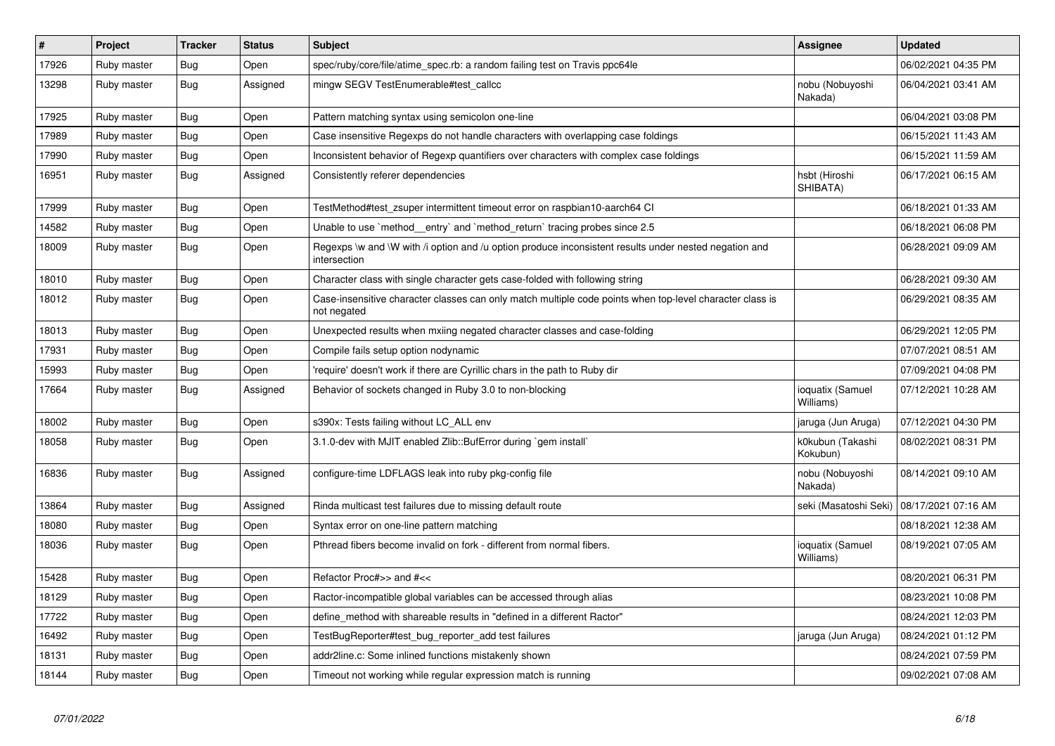| # | Project | Tracker | Status | Subject | Assignee | Updated |
|---|---|---|---|---|---|---|
| 17926 | Ruby master | Bug | Open | spec/ruby/core/file/atime_spec.rb: a random failing test on Travis ppc64le | | 06/02/2021 04:35 PM |
| 13298 | Ruby master | Bug | Assigned | mingw SEGV TestEnumerable#test_callcc | nobu (Nobuyoshi Nakada) | 06/04/2021 03:41 AM |
| 17925 | Ruby master | Bug | Open | Pattern matching syntax using semicolon one-line | | 06/04/2021 03:08 PM |
| 17989 | Ruby master | Bug | Open | Case insensitive Regexps do not handle characters with overlapping case foldings | | 06/15/2021 11:43 AM |
| 17990 | Ruby master | Bug | Open | Inconsistent behavior of Regexp quantifiers over characters with complex case foldings | | 06/15/2021 11:59 AM |
| 16951 | Ruby master | Bug | Assigned | Consistently referer dependencies | hsbt (Hiroshi SHIBATA) | 06/17/2021 06:15 AM |
| 17999 | Ruby master | Bug | Open | TestMethod#test_zsuper intermittent timeout error on raspbian10-aarch64 CI | | 06/18/2021 01:33 AM |
| 14582 | Ruby master | Bug | Open | Unable to use `method__entry` and `method_return` tracing probes since 2.5 | | 06/18/2021 06:08 PM |
| 18009 | Ruby master | Bug | Open | Regexps \w and \W with /i option and /u option produce inconsistent results under nested negation and intersection | | 06/28/2021 09:09 AM |
| 18010 | Ruby master | Bug | Open | Character class with single character gets case-folded with following string | | 06/28/2021 09:30 AM |
| 18012 | Ruby master | Bug | Open | Case-insensitive character classes can only match multiple code points when top-level character class is not negated | | 06/29/2021 08:35 AM |
| 18013 | Ruby master | Bug | Open | Unexpected results when mxiing negated character classes and case-folding | | 06/29/2021 12:05 PM |
| 17931 | Ruby master | Bug | Open | Compile fails setup option nodynamic | | 07/07/2021 08:51 AM |
| 15993 | Ruby master | Bug | Open | 'require' doesn't work if there are Cyrillic chars in the path to Ruby dir | | 07/09/2021 04:08 PM |
| 17664 | Ruby master | Bug | Assigned | Behavior of sockets changed in Ruby 3.0 to non-blocking | ioquatix (Samuel Williams) | 07/12/2021 10:28 AM |
| 18002 | Ruby master | Bug | Open | s390x: Tests failing without LC_ALL env | jaruga (Jun Aruga) | 07/12/2021 04:30 PM |
| 18058 | Ruby master | Bug | Open | 3.1.0-dev with MJIT enabled Zlib::BufError during `gem install` | k0kubun (Takashi Kokubun) | 08/02/2021 08:31 PM |
| 16836 | Ruby master | Bug | Assigned | configure-time LDFLAGS leak into ruby pkg-config file | nobu (Nobuyoshi Nakada) | 08/14/2021 09:10 AM |
| 13864 | Ruby master | Bug | Assigned | Rinda multicast test failures due to missing default route | seki (Masatoshi Seki) | 08/17/2021 07:16 AM |
| 18080 | Ruby master | Bug | Open | Syntax error on one-line pattern matching | | 08/18/2021 12:38 AM |
| 18036 | Ruby master | Bug | Open | Pthread fibers become invalid on fork - different from normal fibers. | ioquatix (Samuel Williams) | 08/19/2021 07:05 AM |
| 15428 | Ruby master | Bug | Open | Refactor Proc#>> and #<< | | 08/20/2021 06:31 PM |
| 18129 | Ruby master | Bug | Open | Ractor-incompatible global variables can be accessed through alias | | 08/23/2021 10:08 PM |
| 17722 | Ruby master | Bug | Open | define_method with shareable results in "defined in a different Ractor" | | 08/24/2021 12:03 PM |
| 16492 | Ruby master | Bug | Open | TestBugReporter#test_bug_reporter_add test failures | jaruga (Jun Aruga) | 08/24/2021 01:12 PM |
| 18131 | Ruby master | Bug | Open | addr2line.c: Some inlined functions mistakenly shown | | 08/24/2021 07:59 PM |
| 18144 | Ruby master | Bug | Open | Timeout not working while regular expression match is running | | 09/02/2021 07:08 AM |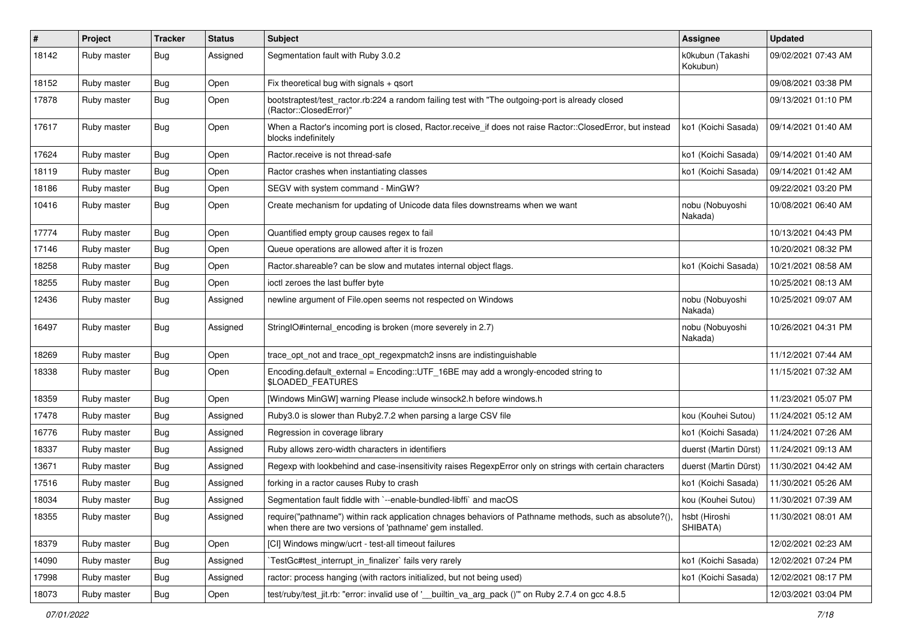| # | Project | Tracker | Status | Subject | Assignee | Updated |
|---|---|---|---|---|---|---|
| 18142 | Ruby master | Bug | Assigned | Segmentation fault with Ruby 3.0.2 | k0kubun (Takashi Kokubun) | 09/02/2021 07:43 AM |
| 18152 | Ruby master | Bug | Open | Fix theoretical bug with signals + qsort | | 09/08/2021 03:38 PM |
| 17878 | Ruby master | Bug | Open | bootstraptest/test_ractor.rb:224 a random failing test with "The outgoing-port is already closed (Ractor::ClosedError)" | | 09/13/2021 01:10 PM |
| 17617 | Ruby master | Bug | Open | When a Ractor's incoming port is closed, Ractor.receive_if does not raise Ractor::ClosedError, but instead blocks indefinitely | ko1 (Koichi Sasada) | 09/14/2021 01:40 AM |
| 17624 | Ruby master | Bug | Open | Ractor.receive is not thread-safe | ko1 (Koichi Sasada) | 09/14/2021 01:40 AM |
| 18119 | Ruby master | Bug | Open | Ractor crashes when instantiating classes | ko1 (Koichi Sasada) | 09/14/2021 01:42 AM |
| 18186 | Ruby master | Bug | Open | SEGV with system command - MinGW? | | 09/22/2021 03:20 PM |
| 10416 | Ruby master | Bug | Open | Create mechanism for updating of Unicode data files downstreams when we want | nobu (Nobuyoshi Nakada) | 10/08/2021 06:40 AM |
| 17774 | Ruby master | Bug | Open | Quantified empty group causes regex to fail | | 10/13/2021 04:43 PM |
| 17146 | Ruby master | Bug | Open | Queue operations are allowed after it is frozen | | 10/20/2021 08:32 PM |
| 18258 | Ruby master | Bug | Open | Ractor.shareable? can be slow and mutates internal object flags. | ko1 (Koichi Sasada) | 10/21/2021 08:58 AM |
| 18255 | Ruby master | Bug | Open | ioctl zeroes the last buffer byte | | 10/25/2021 08:13 AM |
| 12436 | Ruby master | Bug | Assigned | newline argument of File.open seems not respected on Windows | nobu (Nobuyoshi Nakada) | 10/25/2021 09:07 AM |
| 16497 | Ruby master | Bug | Assigned | StringIO#internal_encoding is broken (more severely in 2.7) | nobu (Nobuyoshi Nakada) | 10/26/2021 04:31 PM |
| 18269 | Ruby master | Bug | Open | trace_opt_not and trace_opt_regexpmatch2 insns are indistinguishable | | 11/12/2021 07:44 AM |
| 18338 | Ruby master | Bug | Open | Encoding.default_external = Encoding::UTF_16BE may add a wrongly-encoded string to $LOADED_FEATURES | | 11/15/2021 07:32 AM |
| 18359 | Ruby master | Bug | Open | [Windows MinGW] warning Please include winsock2.h before windows.h | | 11/23/2021 05:07 PM |
| 17478 | Ruby master | Bug | Assigned | Ruby3.0 is slower than Ruby2.7.2 when parsing a large CSV file | kou (Kouhei Sutou) | 11/24/2021 05:12 AM |
| 16776 | Ruby master | Bug | Assigned | Regression in coverage library | ko1 (Koichi Sasada) | 11/24/2021 07:26 AM |
| 18337 | Ruby master | Bug | Assigned | Ruby allows zero-width characters in identifiers | duerst (Martin Dürst) | 11/24/2021 09:13 AM |
| 13671 | Ruby master | Bug | Assigned | Regexp with lookbehind and case-insensitivity raises RegexpError only on strings with certain characters | duerst (Martin Dürst) | 11/30/2021 04:42 AM |
| 17516 | Ruby master | Bug | Assigned | forking in a ractor causes Ruby to crash | ko1 (Koichi Sasada) | 11/30/2021 05:26 AM |
| 18034 | Ruby master | Bug | Assigned | Segmentation fault fiddle with `--enable-bundled-libffi` and macOS | kou (Kouhei Sutou) | 11/30/2021 07:39 AM |
| 18355 | Ruby master | Bug | Assigned | require("pathname") within rack application chnages behaviors of Pathname methods, such as absolute?(), when there are two versions of 'pathname' gem installed. | hsbt (Hiroshi SHIBATA) | 11/30/2021 08:01 AM |
| 18379 | Ruby master | Bug | Open | [CI] Windows mingw/ucrt - test-all timeout failures | | 12/02/2021 02:23 AM |
| 14090 | Ruby master | Bug | Assigned | `TestGc#test_interrupt_in_finalizer` fails very rarely | ko1 (Koichi Sasada) | 12/02/2021 07:24 PM |
| 17998 | Ruby master | Bug | Assigned | ractor: process hanging (with ractors initialized, but not being used) | ko1 (Koichi Sasada) | 12/02/2021 08:17 PM |
| 18073 | Ruby master | Bug | Open | test/ruby/test_jit.rb: "error: invalid use of '__builtin_va_arg_pack ()'" on Ruby 2.7.4 on gcc 4.8.5 | | 12/03/2021 03:04 PM |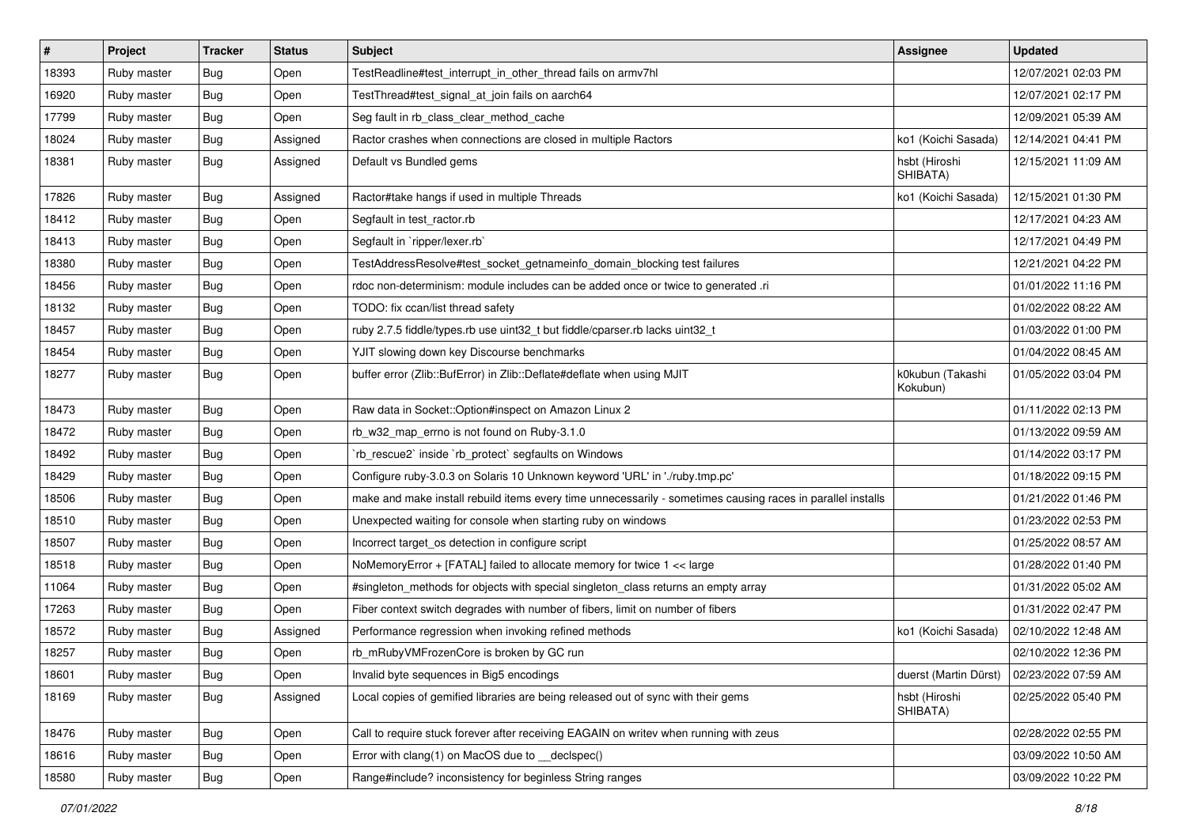| # | Project | Tracker | Status | Subject | Assignee | Updated |
|---|---|---|---|---|---|---|
| 18393 | Ruby master | Bug | Open | TestReadline#test_interrupt_in_other_thread fails on armv7hl | | 12/07/2021 02:03 PM |
| 16920 | Ruby master | Bug | Open | TestThread#test_signal_at_join fails on aarch64 | | 12/07/2021 02:17 PM |
| 17799 | Ruby master | Bug | Open | Seg fault in rb_class_clear_method_cache | | 12/09/2021 05:39 AM |
| 18024 | Ruby master | Bug | Assigned | Ractor crashes when connections are closed in multiple Ractors | ko1 (Koichi Sasada) | 12/14/2021 04:41 PM |
| 18381 | Ruby master | Bug | Assigned | Default vs Bundled gems | hsbt (Hiroshi SHIBATA) | 12/15/2021 11:09 AM |
| 17826 | Ruby master | Bug | Assigned | Ractor#take hangs if used in multiple Threads | ko1 (Koichi Sasada) | 12/15/2021 01:30 PM |
| 18412 | Ruby master | Bug | Open | Segfault in test_ractor.rb | | 12/17/2021 04:23 AM |
| 18413 | Ruby master | Bug | Open | Segfault in `ripper/lexer.rb` | | 12/17/2021 04:49 PM |
| 18380 | Ruby master | Bug | Open | TestAddressResolve#test_socket_getnameinfo_domain_blocking test failures | | 12/21/2021 04:22 PM |
| 18456 | Ruby master | Bug | Open | rdoc non-determinism: module includes can be added once or twice to generated .ri | | 01/01/2022 11:16 PM |
| 18132 | Ruby master | Bug | Open | TODO: fix ccan/list thread safety | | 01/02/2022 08:22 AM |
| 18457 | Ruby master | Bug | Open | ruby 2.7.5 fiddle/types.rb use uint32_t but fiddle/cparser.rb lacks uint32_t | | 01/03/2022 01:00 PM |
| 18454 | Ruby master | Bug | Open | YJIT slowing down key Discourse benchmarks | | 01/04/2022 08:45 AM |
| 18277 | Ruby master | Bug | Open | buffer error (Zlib::BufError) in Zlib::Deflate#deflate when using MJIT | k0kubun (Takashi Kokubun) | 01/05/2022 03:04 PM |
| 18473 | Ruby master | Bug | Open | Raw data in Socket::Option#inspect on Amazon Linux 2 | | 01/11/2022 02:13 PM |
| 18472 | Ruby master | Bug | Open | rb_w32_map_errno is not found on Ruby-3.1.0 | | 01/13/2022 09:59 AM |
| 18492 | Ruby master | Bug | Open | `rb_rescue2` inside `rb_protect` segfaults on Windows | | 01/14/2022 03:17 PM |
| 18429 | Ruby master | Bug | Open | Configure ruby-3.0.3 on Solaris 10 Unknown keyword 'URL' in './ruby.tmp.pc' | | 01/18/2022 09:15 PM |
| 18506 | Ruby master | Bug | Open | make and make install rebuild items every time unnecessarily - sometimes causing races in parallel installs | | 01/21/2022 01:46 PM |
| 18510 | Ruby master | Bug | Open | Unexpected waiting for console when starting ruby on windows | | 01/23/2022 02:53 PM |
| 18507 | Ruby master | Bug | Open | Incorrect target_os detection in configure script | | 01/25/2022 08:57 AM |
| 18518 | Ruby master | Bug | Open | NoMemoryError + [FATAL] failed to allocate memory for twice 1 << large | | 01/28/2022 01:40 PM |
| 11064 | Ruby master | Bug | Open | #singleton_methods for objects with special singleton_class returns an empty array | | 01/31/2022 05:02 AM |
| 17263 | Ruby master | Bug | Open | Fiber context switch degrades with number of fibers, limit on number of fibers | | 01/31/2022 02:47 PM |
| 18572 | Ruby master | Bug | Assigned | Performance regression when invoking refined methods | ko1 (Koichi Sasada) | 02/10/2022 12:48 AM |
| 18257 | Ruby master | Bug | Open | rb_mRubyVMFrozenCore is broken by GC run | | 02/10/2022 12:36 PM |
| 18601 | Ruby master | Bug | Open | Invalid byte sequences in Big5 encodings | duerst (Martin Dürst) | 02/23/2022 07:59 AM |
| 18169 | Ruby master | Bug | Assigned | Local copies of gemified libraries are being released out of sync with their gems | hsbt (Hiroshi SHIBATA) | 02/25/2022 05:40 PM |
| 18476 | Ruby master | Bug | Open | Call to require stuck forever after receiving EAGAIN on writev when running with zeus | | 02/28/2022 02:55 PM |
| 18616 | Ruby master | Bug | Open | Error with clang(1) on MacOS due to __declspec() | | 03/09/2022 10:50 AM |
| 18580 | Ruby master | Bug | Open | Range#include? inconsistency for beginless String ranges | | 03/09/2022 10:22 PM |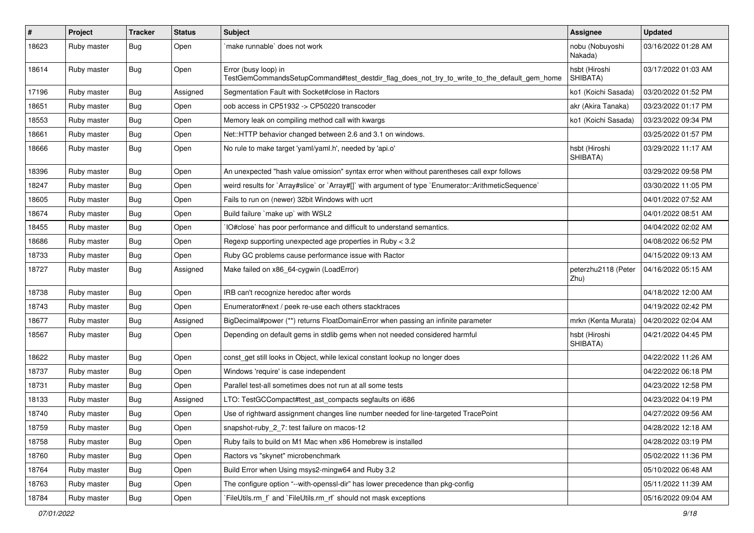| # | Project | Tracker | Status | Subject | Assignee | Updated |
|---|---|---|---|---|---|---|
| 18623 | Ruby master | Bug | Open | `make runnable` does not work | nobu (Nobuyoshi Nakada) | 03/16/2022 01:28 AM |
| 18614 | Ruby master | Bug | Open | Error (busy loop) in TestGemCommandsSetupCommand#test_destdir_flag_does_not_try_to_write_to_the_default_gem_home | hsbt (Hiroshi SHIBATA) | 03/17/2022 01:03 AM |
| 17196 | Ruby master | Bug | Assigned | Segmentation Fault with Socket#close in Ractors | ko1 (Koichi Sasada) | 03/20/2022 01:52 PM |
| 18651 | Ruby master | Bug | Open | oob access in CP51932 -> CP50220 transcoder | akr (Akira Tanaka) | 03/23/2022 01:17 PM |
| 18553 | Ruby master | Bug | Open | Memory leak on compiling method call with kwargs | ko1 (Koichi Sasada) | 03/23/2022 09:34 PM |
| 18661 | Ruby master | Bug | Open | Net::HTTP behavior changed between 2.6 and 3.1 on windows. | | 03/25/2022 01:57 PM |
| 18666 | Ruby master | Bug | Open | No rule to make target 'yaml/yaml.h', needed by 'api.o' | hsbt (Hiroshi SHIBATA) | 03/29/2022 11:17 AM |
| 18396 | Ruby master | Bug | Open | An unexpected "hash value omission" syntax error when without parentheses call expr follows | | 03/29/2022 09:58 PM |
| 18247 | Ruby master | Bug | Open | weird results for `Array#slice` or `Array#[]` with argument of type `Enumerator::ArithmeticSequence` | | 03/30/2022 11:05 PM |
| 18605 | Ruby master | Bug | Open | Fails to run on (newer) 32bit Windows with ucrt | | 04/01/2022 07:52 AM |
| 18674 | Ruby master | Bug | Open | Build failure `make up` with WSL2 | | 04/01/2022 08:51 AM |
| 18455 | Ruby master | Bug | Open | `IO#close` has poor performance and difficult to understand semantics. | | 04/04/2022 02:02 AM |
| 18686 | Ruby master | Bug | Open | Regexp supporting unexpected age properties in Ruby < 3.2 | | 04/08/2022 06:52 PM |
| 18733 | Ruby master | Bug | Open | Ruby GC problems cause performance issue with Ractor | | 04/15/2022 09:13 AM |
| 18727 | Ruby master | Bug | Assigned | Make failed on x86_64-cygwin (LoadError) | peterzhu2118 (Peter Zhu) | 04/16/2022 05:15 AM |
| 18738 | Ruby master | Bug | Open | IRB can't recognize heredoc after words | | 04/18/2022 12:00 AM |
| 18743 | Ruby master | Bug | Open | Enumerator#next / peek re-use each others stacktraces | | 04/19/2022 02:42 PM |
| 18677 | Ruby master | Bug | Assigned | BigDecimal#power (**) returns FloatDomainError when passing an infinite parameter | mrkn (Kenta Murata) | 04/20/2022 02:04 AM |
| 18567 | Ruby master | Bug | Open | Depending on default gems in stdlib gems when not needed considered harmful | hsbt (Hiroshi SHIBATA) | 04/21/2022 04:45 PM |
| 18622 | Ruby master | Bug | Open | const_get still looks in Object, while lexical constant lookup no longer does | | 04/22/2022 11:26 AM |
| 18737 | Ruby master | Bug | Open | Windows 'require' is case independent | | 04/22/2022 06:18 PM |
| 18731 | Ruby master | Bug | Open | Parallel test-all sometimes does not run at all some tests | | 04/23/2022 12:58 PM |
| 18133 | Ruby master | Bug | Assigned | LTO: TestGCCompact#test_ast_compacts segfaults on i686 | | 04/23/2022 04:19 PM |
| 18740 | Ruby master | Bug | Open | Use of rightward assignment changes line number needed for line-targeted TracePoint | | 04/27/2022 09:56 AM |
| 18759 | Ruby master | Bug | Open | snapshot-ruby_2_7: test failure on macos-12 | | 04/28/2022 12:18 AM |
| 18758 | Ruby master | Bug | Open | Ruby fails to build on M1 Mac when x86 Homebrew is installed | | 04/28/2022 03:19 PM |
| 18760 | Ruby master | Bug | Open | Ractors vs "skynet" microbenchmark | | 05/02/2022 11:36 PM |
| 18764 | Ruby master | Bug | Open | Build Error when Using msys2-mingw64 and Ruby 3.2 | | 05/10/2022 06:48 AM |
| 18763 | Ruby master | Bug | Open | The configure option "--with-openssl-dir" has lower precedence than pkg-config | | 05/11/2022 11:39 AM |
| 18784 | Ruby master | Bug | Open | `FileUtils.rm_f` and `FileUtils.rm_rf` should not mask exceptions | | 05/16/2022 09:04 AM |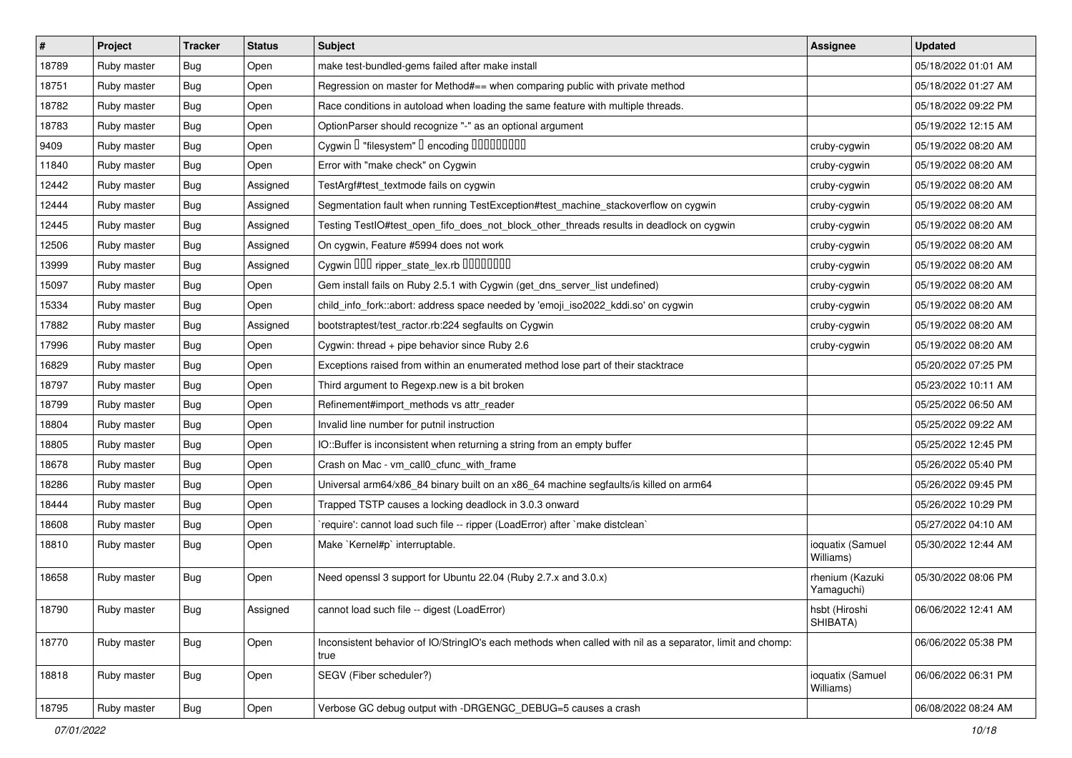| # | Project | Tracker | Status | Subject | Assignee | Updated |
|---|---|---|---|---|---|---|
| 18789 | Ruby master | Bug | Open | make test-bundled-gems failed after make install | | 05/18/2022 01:01 AM |
| 18751 | Ruby master | Bug | Open | Regression on master for Method#== when comparing public with private method | | 05/18/2022 01:27 AM |
| 18782 | Ruby master | Bug | Open | Race conditions in autoload when loading the same feature with multiple threads. | | 05/18/2022 09:22 PM |
| 18783 | Ruby master | Bug | Open | OptionParser should recognize "-" as an optional argument | | 05/19/2022 12:15 AM |
| 9409 | Ruby master | Bug | Open | Cygwin � "filesystem" � encoding ���������� | cruby-cygwin | 05/19/2022 08:20 AM |
| 11840 | Ruby master | Bug | Open | Error with "make check" on Cygwin | cruby-cygwin | 05/19/2022 08:20 AM |
| 12442 | Ruby master | Bug | Assigned | TestArgf#test_textmode fails on cygwin | cruby-cygwin | 05/19/2022 08:20 AM |
| 12444 | Ruby master | Bug | Assigned | Segmentation fault when running TestException#test_machine_stackoverflow on cygwin | cruby-cygwin | 05/19/2022 08:20 AM |
| 12445 | Ruby master | Bug | Assigned | Testing TestIO#test_open_fifo_does_not_block_other_threads results in deadlock on cygwin | cruby-cygwin | 05/19/2022 08:20 AM |
| 12506 | Ruby master | Bug | Assigned | On cygwin, Feature #5994 does not work | cruby-cygwin | 05/19/2022 08:20 AM |
| 13999 | Ruby master | Bug | Assigned | Cygwin ��� ripper_state_lex.rb ��������� | cruby-cygwin | 05/19/2022 08:20 AM |
| 15097 | Ruby master | Bug | Open | Gem install fails on Ruby 2.5.1 with Cygwin (get_dns_server_list undefined) | cruby-cygwin | 05/19/2022 08:20 AM |
| 15334 | Ruby master | Bug | Open | child_info_fork::abort: address space needed by 'emoji_iso2022_kddi.so' on cygwin | cruby-cygwin | 05/19/2022 08:20 AM |
| 17882 | Ruby master | Bug | Assigned | bootstraptest/test_ractor.rb:224 segfaults on Cygwin | cruby-cygwin | 05/19/2022 08:20 AM |
| 17996 | Ruby master | Bug | Open | Cygwin: thread + pipe behavior since Ruby 2.6 | cruby-cygwin | 05/19/2022 08:20 AM |
| 16829 | Ruby master | Bug | Open | Exceptions raised from within an enumerated method lose part of their stacktrace | | 05/20/2022 07:25 PM |
| 18797 | Ruby master | Bug | Open | Third argument to Regexp.new is a bit broken | | 05/23/2022 10:11 AM |
| 18799 | Ruby master | Bug | Open | Refinement#import_methods vs attr_reader | | 05/25/2022 06:50 AM |
| 18804 | Ruby master | Bug | Open | Invalid line number for putnil instruction | | 05/25/2022 09:22 AM |
| 18805 | Ruby master | Bug | Open | IO::Buffer is inconsistent when returning a string from an empty buffer | | 05/25/2022 12:45 PM |
| 18678 | Ruby master | Bug | Open | Crash on Mac - vm_call0_cfunc_with_frame | | 05/26/2022 05:40 PM |
| 18286 | Ruby master | Bug | Open | Universal arm64/x86_84 binary built on an x86_64 machine segfaults/is killed on arm64 | | 05/26/2022 09:45 PM |
| 18444 | Ruby master | Bug | Open | Trapped TSTP causes a locking deadlock in 3.0.3 onward | | 05/26/2022 10:29 PM |
| 18608 | Ruby master | Bug | Open | `require': cannot load such file -- ripper (LoadError) after `make distclean` | | 05/27/2022 04:10 AM |
| 18810 | Ruby master | Bug | Open | Make `Kernel#p` interruptable. | ioquatix (Samuel Williams) | 05/30/2022 12:44 AM |
| 18658 | Ruby master | Bug | Open | Need openssl 3 support for Ubuntu 22.04 (Ruby 2.7.x and 3.0.x) | rhenium (Kazuki Yamaguchi) | 05/30/2022 08:06 PM |
| 18790 | Ruby master | Bug | Assigned | cannot load such file -- digest (LoadError) | hsbt (Hiroshi SHIBATA) | 06/06/2022 12:41 AM |
| 18770 | Ruby master | Bug | Open | Inconsistent behavior of IO/StringIO's each methods when called with nil as a separator, limit and chomp: true | | 06/06/2022 05:38 PM |
| 18818 | Ruby master | Bug | Open | SEGV (Fiber scheduler?) | ioquatix (Samuel Williams) | 06/06/2022 06:31 PM |
| 18795 | Ruby master | Bug | Open | Verbose GC debug output with -DRGENGC_DEBUG=5 causes a crash | | 06/08/2022 08:24 AM |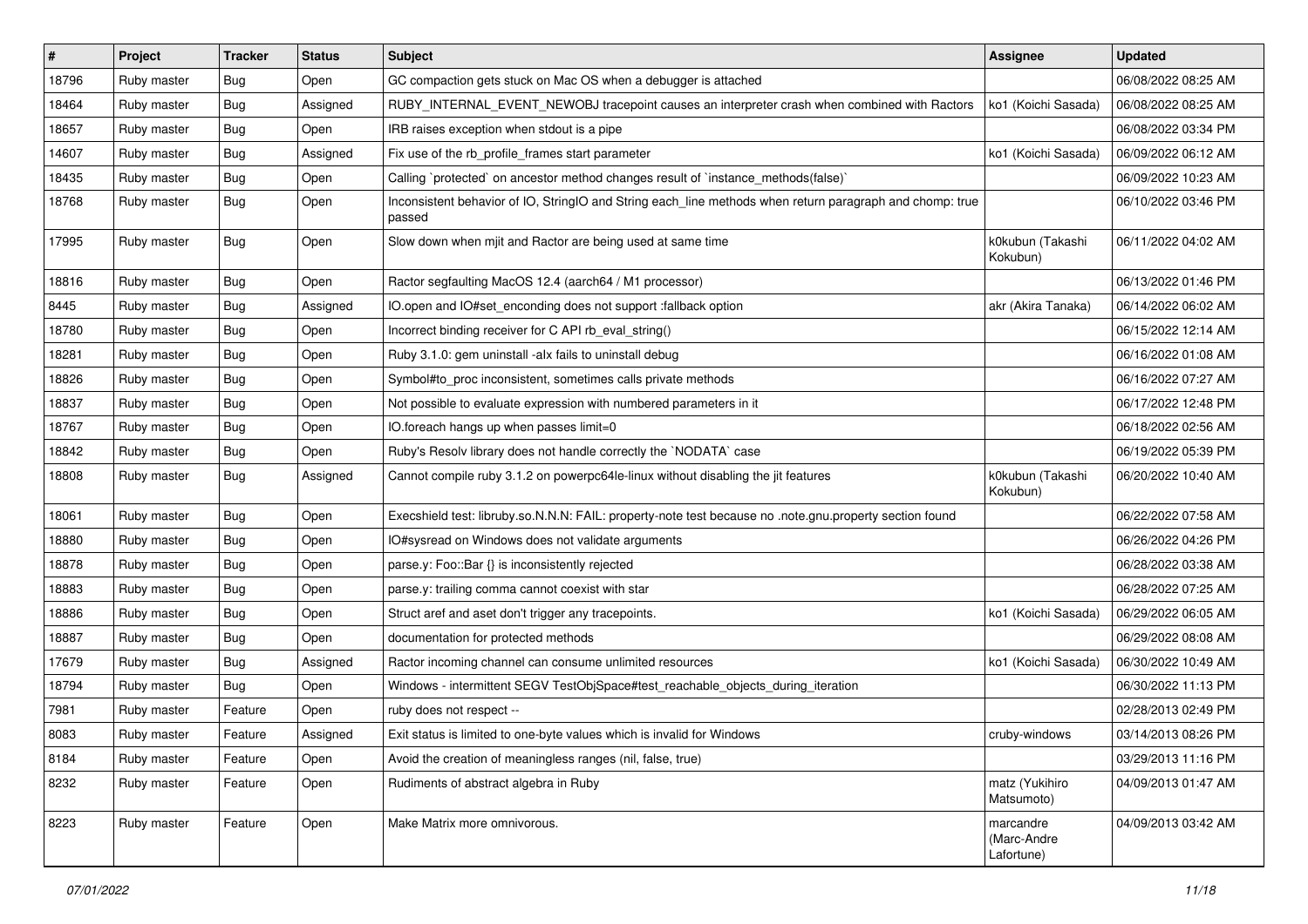| # | Project | Tracker | Status | Subject | Assignee | Updated |
|---|---|---|---|---|---|---|
| 18796 | Ruby master | Bug | Open | GC compaction gets stuck on Mac OS when a debugger is attached | | 06/08/2022 08:25 AM |
| 18464 | Ruby master | Bug | Assigned | RUBY_INTERNAL_EVENT_NEWOBJ tracepoint causes an interpreter crash when combined with Ractors | ko1 (Koichi Sasada) | 06/08/2022 08:25 AM |
| 18657 | Ruby master | Bug | Open | IRB raises exception when stdout is a pipe | | 06/08/2022 03:34 PM |
| 14607 | Ruby master | Bug | Assigned | Fix use of the rb_profile_frames start parameter | ko1 (Koichi Sasada) | 06/09/2022 06:12 AM |
| 18435 | Ruby master | Bug | Open | Calling `protected` on ancestor method changes result of `instance_methods(false)` | | 06/09/2022 10:23 AM |
| 18768 | Ruby master | Bug | Open | Inconsistent behavior of IO, StringIO and String each_line methods when return paragraph and chomp: true passed | | 06/10/2022 03:46 PM |
| 17995 | Ruby master | Bug | Open | Slow down when mjit and Ractor are being used at same time | k0kubun (Takashi Kokubun) | 06/11/2022 04:02 AM |
| 18816 | Ruby master | Bug | Open | Ractor segfaulting MacOS 12.4 (aarch64 / M1 processor) | | 06/13/2022 01:46 PM |
| 8445 | Ruby master | Bug | Assigned | IO.open and IO#set_enconding does not support :fallback option | akr (Akira Tanaka) | 06/14/2022 06:02 AM |
| 18780 | Ruby master | Bug | Open | Incorrect binding receiver for C API rb_eval_string() | | 06/15/2022 12:14 AM |
| 18281 | Ruby master | Bug | Open | Ruby 3.1.0: gem uninstall -alx fails to uninstall debug | | 06/16/2022 01:08 AM |
| 18826 | Ruby master | Bug | Open | Symbol#to_proc inconsistent, sometimes calls private methods | | 06/16/2022 07:27 AM |
| 18837 | Ruby master | Bug | Open | Not possible to evaluate expression with numbered parameters in it | | 06/17/2022 12:48 PM |
| 18767 | Ruby master | Bug | Open | IO.foreach hangs up when passes limit=0 | | 06/18/2022 02:56 AM |
| 18842 | Ruby master | Bug | Open | Ruby's Resolv library does not handle correctly the `NODATA` case | | 06/19/2022 05:39 PM |
| 18808 | Ruby master | Bug | Assigned | Cannot compile ruby 3.1.2 on powerpc64le-linux without disabling the jit features | k0kubun (Takashi Kokubun) | 06/20/2022 10:40 AM |
| 18061 | Ruby master | Bug | Open | Execshield test: libruby.so.N.N.N: FAIL: property-note test because no .note.gnu.property section found | | 06/22/2022 07:58 AM |
| 18880 | Ruby master | Bug | Open | IO#sysread on Windows does not validate arguments | | 06/26/2022 04:26 PM |
| 18878 | Ruby master | Bug | Open | parse.y: Foo::Bar {} is inconsistently rejected | | 06/28/2022 03:38 AM |
| 18883 | Ruby master | Bug | Open | parse.y: trailing comma cannot coexist with star | | 06/28/2022 07:25 AM |
| 18886 | Ruby master | Bug | Open | Struct aref and aset don't trigger any tracepoints. | ko1 (Koichi Sasada) | 06/29/2022 06:05 AM |
| 18887 | Ruby master | Bug | Open | documentation for protected methods | | 06/29/2022 08:08 AM |
| 17679 | Ruby master | Bug | Assigned | Ractor incoming channel can consume unlimited resources | ko1 (Koichi Sasada) | 06/30/2022 10:49 AM |
| 18794 | Ruby master | Bug | Open | Windows - intermittent SEGV TestObjSpace#test_reachable_objects_during_iteration | | 06/30/2022 11:13 PM |
| 7981 | Ruby master | Feature | Open | ruby does not respect -- | | 02/28/2013 02:49 PM |
| 8083 | Ruby master | Feature | Assigned | Exit status is limited to one-byte values which is invalid for Windows | cruby-windows | 03/14/2013 08:26 PM |
| 8184 | Ruby master | Feature | Open | Avoid the creation of meaningless ranges (nil, false, true) | | 03/29/2013 11:16 PM |
| 8232 | Ruby master | Feature | Open | Rudiments of abstract algebra in Ruby | matz (Yukihiro Matsumoto) | 04/09/2013 01:47 AM |
| 8223 | Ruby master | Feature | Open | Make Matrix more omnivorous. | marcandre (Marc-Andre Lafortune) | 04/09/2013 03:42 AM |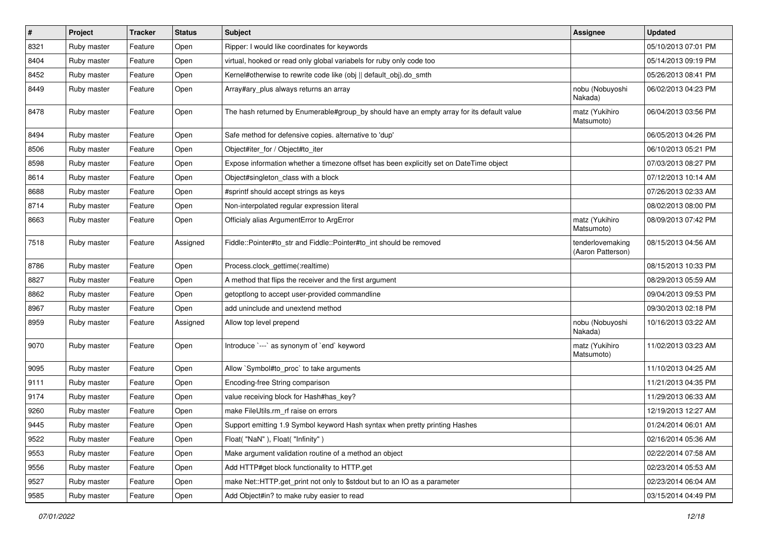| # | Project | Tracker | Status | Subject | Assignee | Updated |
|---|---|---|---|---|---|---|
| 8321 | Ruby master | Feature | Open | Ripper: I would like coordinates for keywords | | 05/10/2013 07:01 PM |
| 8404 | Ruby master | Feature | Open | virtual, hooked or read only global variabels for ruby only code too | | 05/14/2013 09:19 PM |
| 8452 | Ruby master | Feature | Open | Kernel#otherwise to rewrite code like (obj \|\| default_obj).do_smth | | 05/26/2013 08:41 PM |
| 8449 | Ruby master | Feature | Open | Array#ary_plus always returns an array | nobu (Nobuyoshi Nakada) | 06/02/2013 04:23 PM |
| 8478 | Ruby master | Feature | Open | The hash returned by Enumerable#group_by should have an empty array for its default value | matz (Yukihiro Matsumoto) | 06/04/2013 03:56 PM |
| 8494 | Ruby master | Feature | Open | Safe method for defensive copies. alternative to 'dup' | | 06/05/2013 04:26 PM |
| 8506 | Ruby master | Feature | Open | Object#iter_for / Object#to_iter | | 06/10/2013 05:21 PM |
| 8598 | Ruby master | Feature | Open | Expose information whether a timezone offset has been explicitly set on DateTime object | | 07/03/2013 08:27 PM |
| 8614 | Ruby master | Feature | Open | Object#singleton_class with a block | | 07/12/2013 10:14 AM |
| 8688 | Ruby master | Feature | Open | #sprintf should accept strings as keys | | 07/26/2013 02:33 AM |
| 8714 | Ruby master | Feature | Open | Non-interpolated regular expression literal | | 08/02/2013 08:00 PM |
| 8663 | Ruby master | Feature | Open | Officialy alias ArgumentError to ArgError | matz (Yukihiro Matsumoto) | 08/09/2013 07:42 PM |
| 7518 | Ruby master | Feature | Assigned | Fiddle::Pointer#to_str and Fiddle::Pointer#to_int should be removed | tenderlovemaking (Aaron Patterson) | 08/15/2013 04:56 AM |
| 8786 | Ruby master | Feature | Open | Process.clock_gettime(:realtime) | | 08/15/2013 10:33 PM |
| 8827 | Ruby master | Feature | Open | A method that flips the receiver and the first argument | | 08/29/2013 05:59 AM |
| 8862 | Ruby master | Feature | Open | getoptlong to accept user-provided commandline | | 09/04/2013 09:53 PM |
| 8967 | Ruby master | Feature | Open | add uninclude and unextend method | | 09/30/2013 02:18 PM |
| 8959 | Ruby master | Feature | Assigned | Allow top level prepend | nobu (Nobuyoshi Nakada) | 10/16/2013 03:22 AM |
| 9070 | Ruby master | Feature | Open | Introduce `---` as synonym of `end` keyword | matz (Yukihiro Matsumoto) | 11/02/2013 03:23 AM |
| 9095 | Ruby master | Feature | Open | Allow `Symbol#to_proc` to take arguments | | 11/10/2013 04:25 AM |
| 9111 | Ruby master | Feature | Open | Encoding-free String comparison | | 11/21/2013 04:35 PM |
| 9174 | Ruby master | Feature | Open | value receiving block for Hash#has_key? | | 11/29/2013 06:33 AM |
| 9260 | Ruby master | Feature | Open | make FileUtils.rm_rf raise on errors | | 12/19/2013 12:27 AM |
| 9445 | Ruby master | Feature | Open | Support emitting 1.9 Symbol keyword Hash syntax when pretty printing Hashes | | 01/24/2014 06:01 AM |
| 9522 | Ruby master | Feature | Open | Float( "NaN" ), Float( "Infinity" ) | | 02/16/2014 05:36 AM |
| 9553 | Ruby master | Feature | Open | Make argument validation routine of a method an object | | 02/22/2014 07:58 AM |
| 9556 | Ruby master | Feature | Open | Add HTTP#get block functionality to HTTP.get | | 02/23/2014 05:53 AM |
| 9527 | Ruby master | Feature | Open | make Net::HTTP.get_print not only to $stdout but to an IO as a parameter | | 02/23/2014 06:04 AM |
| 9585 | Ruby master | Feature | Open | Add Object#in? to make ruby easier to read | | 03/15/2014 04:49 PM |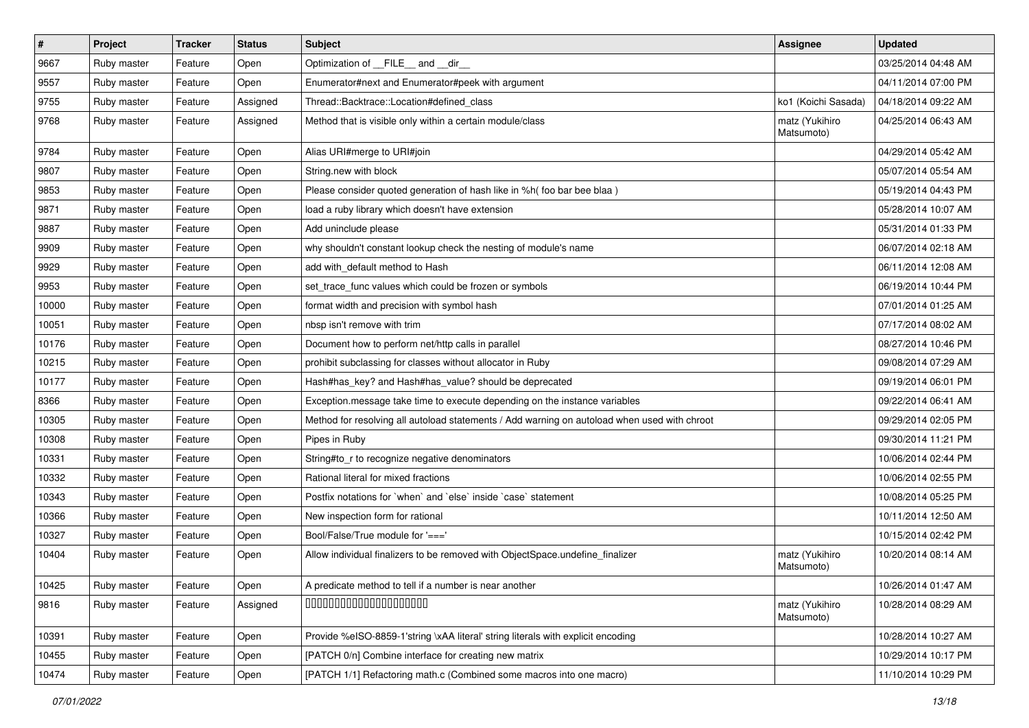| # | Project | Tracker | Status | Subject | Assignee | Updated |
|---|---|---|---|---|---|---|
| 9667 | Ruby master | Feature | Open | Optimization of __FILE__ and __dir__ | | 03/25/2014 04:48 AM |
| 9557 | Ruby master | Feature | Open | Enumerator#next and Enumerator#peek with argument | | 04/11/2014 07:00 PM |
| 9755 | Ruby master | Feature | Assigned | Thread::Backtrace::Location#defined_class | ko1 (Koichi Sasada) | 04/18/2014 09:22 AM |
| 9768 | Ruby master | Feature | Assigned | Method that is visible only within a certain module/class | matz (Yukihiro Matsumoto) | 04/25/2014 06:43 AM |
| 9784 | Ruby master | Feature | Open | Alias URI#merge to URI#join | | 04/29/2014 05:42 AM |
| 9807 | Ruby master | Feature | Open | String.new with block | | 05/07/2014 05:54 AM |
| 9853 | Ruby master | Feature | Open | Please consider quoted generation of hash like in %h( foo bar bee blaa ) | | 05/19/2014 04:43 PM |
| 9871 | Ruby master | Feature | Open | load a ruby library which doesn't have extension | | 05/28/2014 10:07 AM |
| 9887 | Ruby master | Feature | Open | Add uninclude please | | 05/31/2014 01:33 PM |
| 9909 | Ruby master | Feature | Open | why shouldn't constant lookup check the nesting of module's name | | 06/07/2014 02:18 AM |
| 9929 | Ruby master | Feature | Open | add with_default method to Hash | | 06/11/2014 12:08 AM |
| 9953 | Ruby master | Feature | Open | set_trace_func values which could be frozen or symbols | | 06/19/2014 10:44 PM |
| 10000 | Ruby master | Feature | Open | format width and precision with symbol hash | | 07/01/2014 01:25 AM |
| 10051 | Ruby master | Feature | Open | nbsp isn't remove with trim | | 07/17/2014 08:02 AM |
| 10176 | Ruby master | Feature | Open | Document how to perform net/http calls in parallel | | 08/27/2014 10:46 PM |
| 10215 | Ruby master | Feature | Open | prohibit subclassing for classes without allocator in Ruby | | 09/08/2014 07:29 AM |
| 10177 | Ruby master | Feature | Open | Hash#has_key? and Hash#has_value? should be deprecated | | 09/19/2014 06:01 PM |
| 8366 | Ruby master | Feature | Open | Exception.message take time to execute depending on the instance variables | | 09/22/2014 06:41 AM |
| 10305 | Ruby master | Feature | Open | Method for resolving all autoload statements / Add warning on autoload when used with chroot | | 09/29/2014 02:05 PM |
| 10308 | Ruby master | Feature | Open | Pipes in Ruby | | 09/30/2014 11:21 PM |
| 10331 | Ruby master | Feature | Open | String#to_r to recognize negative denominators | | 10/06/2014 02:44 PM |
| 10332 | Ruby master | Feature | Open | Rational literal for mixed fractions | | 10/06/2014 02:55 PM |
| 10343 | Ruby master | Feature | Open | Postfix notations for `when` and `else` inside `case` statement | | 10/08/2014 05:25 PM |
| 10366 | Ruby master | Feature | Open | New inspection form for rational | | 10/11/2014 12:50 AM |
| 10327 | Ruby master | Feature | Open | Bool/False/True module for '===' | | 10/15/2014 02:42 PM |
| 10404 | Ruby master | Feature | Open | Allow individual finalizers to be removed with ObjectSpace.undefine_finalizer | matz (Yukihiro Matsumoto) | 10/20/2014 08:14 AM |
| 10425 | Ruby master | Feature | Open | A predicate method to tell if a number is near another | | 10/26/2014 01:47 AM |
| 9816 | Ruby master | Feature | Assigned | 00000000000000000000000 | matz (Yukihiro Matsumoto) | 10/28/2014 08:29 AM |
| 10391 | Ruby master | Feature | Open | Provide %eISO-8859-1'string \xAA literal' string literals with explicit encoding | | 10/28/2014 10:27 AM |
| 10455 | Ruby master | Feature | Open | [PATCH 0/n] Combine interface for creating new matrix | | 10/29/2014 10:17 PM |
| 10474 | Ruby master | Feature | Open | [PATCH 1/1] Refactoring math.c (Combined some macros into one macro) | | 11/10/2014 10:29 PM |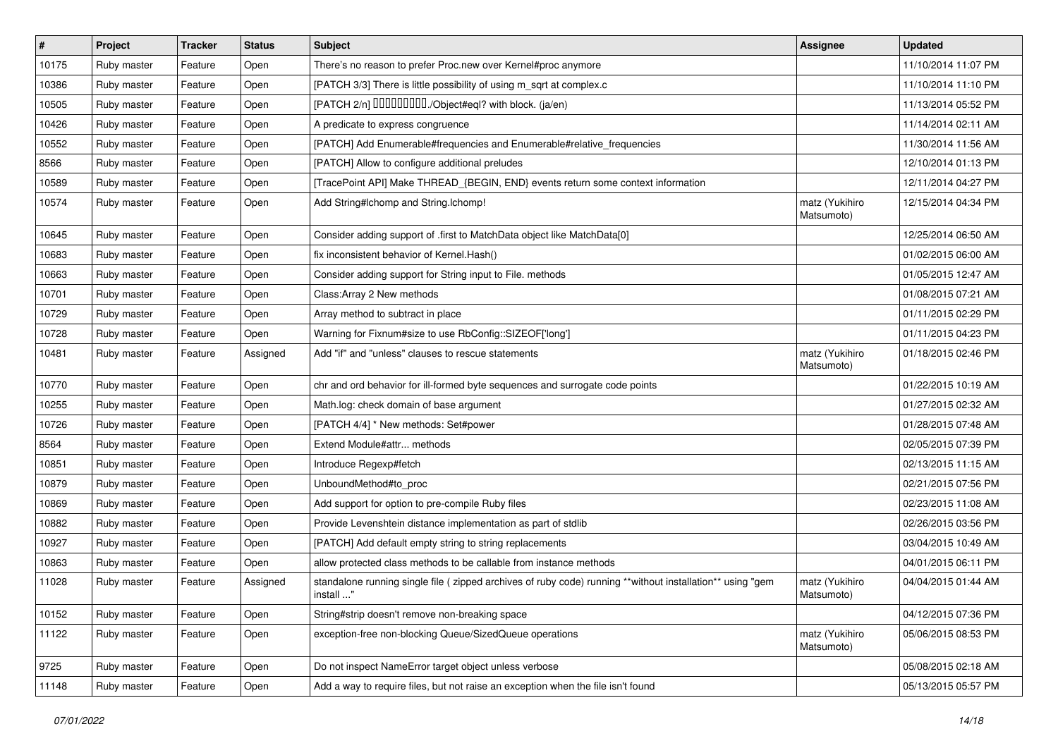| # | Project | Tracker | Status | Subject | Assignee | Updated |
|---|---|---|---|---|---|---|
| 10175 | Ruby master | Feature | Open | There's no reason to prefer Proc.new over Kernel#proc anymore | | 11/10/2014 11:07 PM |
| 10386 | Ruby master | Feature | Open | [PATCH 3/3] There is little possibility of using m_sqrt at complex.c | | 11/10/2014 11:10 PM |
| 10505 | Ruby master | Feature | Open | [PATCH 2/n] ���������./Object#eql? with block. (ja/en) | | 11/13/2014 05:52 PM |
| 10426 | Ruby master | Feature | Open | A predicate to express congruence | | 11/14/2014 02:11 AM |
| 10552 | Ruby master | Feature | Open | [PATCH] Add Enumerable#frequencies and Enumerable#relative_frequencies | | 11/30/2014 11:56 AM |
| 8566 | Ruby master | Feature | Open | [PATCH] Allow to configure additional preludes | | 12/10/2014 01:13 PM |
| 10589 | Ruby master | Feature | Open | [TracePoint API] Make THREAD_{BEGIN, END} events return some context information | | 12/11/2014 04:27 PM |
| 10574 | Ruby master | Feature | Open | Add String#lchomp and String.lchomp! | matz (Yukihiro Matsumoto) | 12/15/2014 04:34 PM |
| 10645 | Ruby master | Feature | Open | Consider adding support of .first to MatchData object like MatchData[0] | | 12/25/2014 06:50 AM |
| 10683 | Ruby master | Feature | Open | fix inconsistent behavior of Kernel.Hash() | | 01/02/2015 06:00 AM |
| 10663 | Ruby master | Feature | Open | Consider adding support for String input to File. methods | | 01/05/2015 12:47 AM |
| 10701 | Ruby master | Feature | Open | Class:Array 2 New methods | | 01/08/2015 07:21 AM |
| 10729 | Ruby master | Feature | Open | Array method to subtract in place | | 01/11/2015 02:29 PM |
| 10728 | Ruby master | Feature | Open | Warning for Fixnum#size to use RbConfig::SIZEOF['long'] | | 01/11/2015 04:23 PM |
| 10481 | Ruby master | Feature | Assigned | Add "if" and "unless" clauses to rescue statements | matz (Yukihiro Matsumoto) | 01/18/2015 02:46 PM |
| 10770 | Ruby master | Feature | Open | chr and ord behavior for ill-formed byte sequences and surrogate code points | | 01/22/2015 10:19 AM |
| 10255 | Ruby master | Feature | Open | Math.log: check domain of base argument | | 01/27/2015 02:32 AM |
| 10726 | Ruby master | Feature | Open | [PATCH 4/4] * New methods: Set#power | | 01/28/2015 07:48 AM |
| 8564 | Ruby master | Feature | Open | Extend Module#attr... methods | | 02/05/2015 07:39 PM |
| 10851 | Ruby master | Feature | Open | Introduce Regexp#fetch | | 02/13/2015 11:15 AM |
| 10879 | Ruby master | Feature | Open | UnboundMethod#to_proc | | 02/21/2015 07:56 PM |
| 10869 | Ruby master | Feature | Open | Add support for option to pre-compile Ruby files | | 02/23/2015 11:08 AM |
| 10882 | Ruby master | Feature | Open | Provide Levenshtein distance implementation as part of stdlib | | 02/26/2015 03:56 PM |
| 10927 | Ruby master | Feature | Open | [PATCH] Add default empty string to string replacements | | 03/04/2015 10:49 AM |
| 10863 | Ruby master | Feature | Open | allow protected class methods to be callable from instance methods | | 04/01/2015 06:11 PM |
| 11028 | Ruby master | Feature | Assigned | standalone running single file ( zipped archives of ruby code) running **without installation** using "gem install ..." | matz (Yukihiro Matsumoto) | 04/04/2015 01:44 AM |
| 10152 | Ruby master | Feature | Open | String#strip doesn't remove non-breaking space | | 04/12/2015 07:36 PM |
| 11122 | Ruby master | Feature | Open | exception-free non-blocking Queue/SizedQueue operations | matz (Yukihiro Matsumoto) | 05/06/2015 08:53 PM |
| 9725 | Ruby master | Feature | Open | Do not inspect NameError target object unless verbose | | 05/08/2015 02:18 AM |
| 11148 | Ruby master | Feature | Open | Add a way to require files, but not raise an exception when the file isn't found | | 05/13/2015 05:57 PM |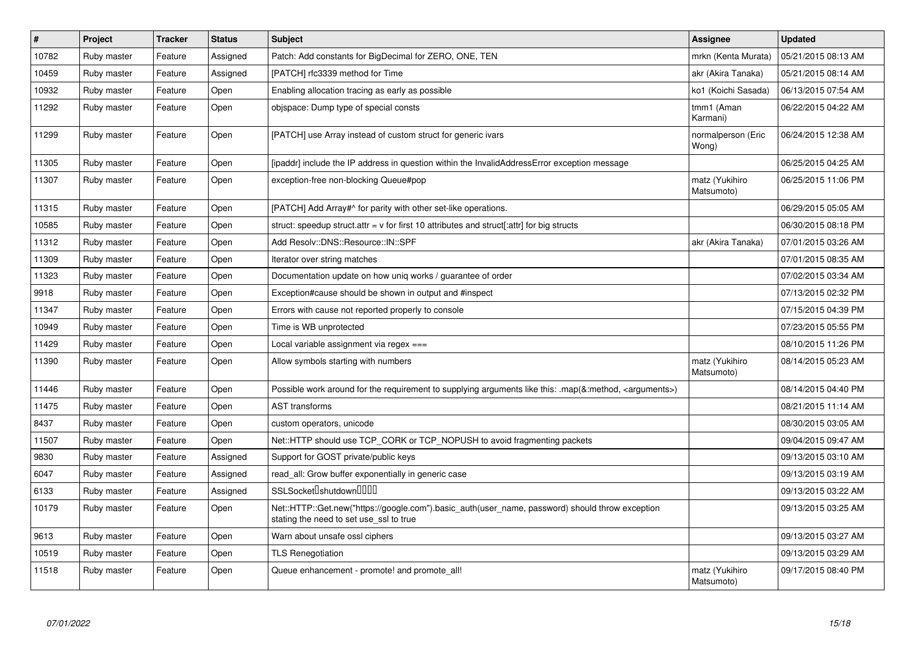| # | Project | Tracker | Status | Subject | Assignee | Updated |
|---|---|---|---|---|---|---|
| 10782 | Ruby master | Feature | Assigned | Patch: Add constants for BigDecimal for ZERO, ONE, TEN | mrkn (Kenta Murata) | 05/21/2015 08:13 AM |
| 10459 | Ruby master | Feature | Assigned | [PATCH] rfc3339 method for Time | akr (Akira Tanaka) | 05/21/2015 08:14 AM |
| 10932 | Ruby master | Feature | Open | Enabling allocation tracing as early as possible | ko1 (Koichi Sasada) | 06/13/2015 07:54 AM |
| 11292 | Ruby master | Feature | Open | objspace: Dump type of special consts | tmm1 (Aman Karmani) | 06/22/2015 04:22 AM |
| 11299 | Ruby master | Feature | Open | [PATCH] use Array instead of custom struct for generic ivars | normalperson (Eric Wong) | 06/24/2015 12:38 AM |
| 11305 | Ruby master | Feature | Open | [ipaddr] include the IP address in question within the InvalidAddressError exception message | | 06/25/2015 04:25 AM |
| 11307 | Ruby master | Feature | Open | exception-free non-blocking Queue#pop | matz (Yukihiro Matsumoto) | 06/25/2015 11:06 PM |
| 11315 | Ruby master | Feature | Open | [PATCH] Add Array#^ for parity with other set-like operations. | | 06/29/2015 05:05 AM |
| 10585 | Ruby master | Feature | Open | struct: speedup struct.attr = v for first 10 attributes and struct[:attr] for big structs | | 06/30/2015 08:18 PM |
| 11312 | Ruby master | Feature | Open | Add Resolv::DNS::Resource::IN::SPF | akr (Akira Tanaka) | 07/01/2015 03:26 AM |
| 11309 | Ruby master | Feature | Open | Iterator over string matches | | 07/01/2015 08:35 AM |
| 11323 | Ruby master | Feature | Open | Documentation update on how uniq works / guarantee of order | | 07/02/2015 03:34 AM |
| 9918 | Ruby master | Feature | Open | Exception#cause should be shown in output and #inspect | | 07/13/2015 02:32 PM |
| 11347 | Ruby master | Feature | Open | Errors with cause not reported properly to console | | 07/15/2015 04:39 PM |
| 10949 | Ruby master | Feature | Open | Time is WB unprotected | | 07/23/2015 05:55 PM |
| 11429 | Ruby master | Feature | Open | Local variable assignment via regex === | | 08/10/2015 11:26 PM |
| 11390 | Ruby master | Feature | Open | Allow symbols starting with numbers | matz (Yukihiro Matsumoto) | 08/14/2015 05:23 AM |
| 11446 | Ruby master | Feature | Open | Possible work around for the requirement to supplying arguments like this: .map(&:method, <arguments>) | | 08/14/2015 04:40 PM |
| 11475 | Ruby master | Feature | Open | AST transforms | | 08/21/2015 11:14 AM |
| 8437 | Ruby master | Feature | Open | custom operators, unicode | | 08/30/2015 03:05 AM |
| 11507 | Ruby master | Feature | Open | Net::HTTP should use TCP_CORK or TCP_NOPUSH to avoid fragmenting packets | | 09/04/2015 09:47 AM |
| 9830 | Ruby master | Feature | Assigned | Support for GOST private/public keys | | 09/13/2015 03:10 AM |
| 6047 | Ruby master | Feature | Assigned | read_all: Grow buffer exponentially in generic case | | 09/13/2015 03:19 AM |
| 6133 | Ruby master | Feature | Assigned | SSLSocket□shutdown□□□□ | | 09/13/2015 03:22 AM |
| 10179 | Ruby master | Feature | Open | Net::HTTP::Get.new("https://google.com").basic_auth(user_name, password) should throw exception stating the need to set use_ssl to true | | 09/13/2015 03:25 AM |
| 9613 | Ruby master | Feature | Open | Warn about unsafe ossl ciphers | | 09/13/2015 03:27 AM |
| 10519 | Ruby master | Feature | Open | TLS Renegotiation | | 09/13/2015 03:29 AM |
| 11518 | Ruby master | Feature | Open | Queue enhancement - promote! and promote_all! | matz (Yukihiro Matsumoto) | 09/17/2015 08:40 PM |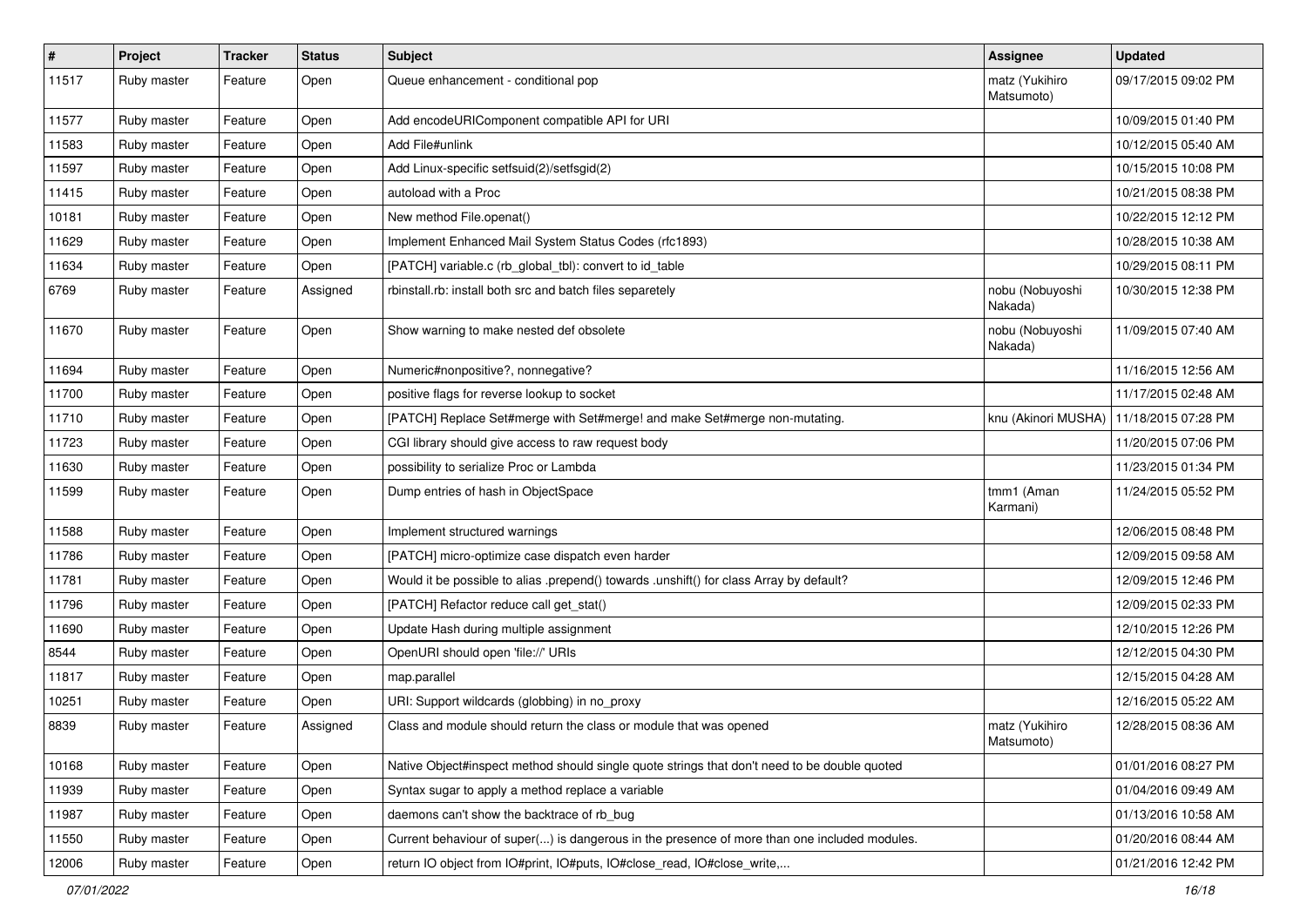| # | Project | Tracker | Status | Subject | Assignee | Updated |
| --- | --- | --- | --- | --- | --- | --- |
| 11517 | Ruby master | Feature | Open | Queue enhancement - conditional pop | matz (Yukihiro Matsumoto) | 09/17/2015 09:02 PM |
| 11577 | Ruby master | Feature | Open | Add encodeURIComponent compatible API for URI | | 10/09/2015 01:40 PM |
| 11583 | Ruby master | Feature | Open | Add File#unlink | | 10/12/2015 05:40 AM |
| 11597 | Ruby master | Feature | Open | Add Linux-specific setfsuid(2)/setfsgid(2) | | 10/15/2015 10:08 PM |
| 11415 | Ruby master | Feature | Open | autoload with a Proc | | 10/21/2015 08:38 PM |
| 10181 | Ruby master | Feature | Open | New method File.openat() | | 10/22/2015 12:12 PM |
| 11629 | Ruby master | Feature | Open | Implement Enhanced Mail System Status Codes (rfc1893) | | 10/28/2015 10:38 AM |
| 11634 | Ruby master | Feature | Open | [PATCH] variable.c (rb_global_tbl): convert to id_table | | 10/29/2015 08:11 PM |
| 6769 | Ruby master | Feature | Assigned | rbinstall.rb: install both src and batch files separetely | nobu (Nobuyoshi Nakada) | 10/30/2015 12:38 PM |
| 11670 | Ruby master | Feature | Open | Show warning to make nested def obsolete | nobu (Nobuyoshi Nakada) | 11/09/2015 07:40 AM |
| 11694 | Ruby master | Feature | Open | Numeric#nonpositive?, nonnegative? | | 11/16/2015 12:56 AM |
| 11700 | Ruby master | Feature | Open | positive flags for reverse lookup to socket | | 11/17/2015 02:48 AM |
| 11710 | Ruby master | Feature | Open | [PATCH] Replace Set#merge with Set#merge! and make Set#merge non-mutating. | knu (Akinori MUSHA) | 11/18/2015 07:28 PM |
| 11723 | Ruby master | Feature | Open | CGI library should give access to raw request body | | 11/20/2015 07:06 PM |
| 11630 | Ruby master | Feature | Open | possibility to serialize Proc or Lambda | | 11/23/2015 01:34 PM |
| 11599 | Ruby master | Feature | Open | Dump entries of hash in ObjectSpace | tmm1 (Aman Karmani) | 11/24/2015 05:52 PM |
| 11588 | Ruby master | Feature | Open | Implement structured warnings | | 12/06/2015 08:48 PM |
| 11786 | Ruby master | Feature | Open | [PATCH] micro-optimize case dispatch even harder | | 12/09/2015 09:58 AM |
| 11781 | Ruby master | Feature | Open | Would it be possible to alias .prepend() towards .unshift() for class Array by default? | | 12/09/2015 12:46 PM |
| 11796 | Ruby master | Feature | Open | [PATCH] Refactor reduce call get_stat() | | 12/09/2015 02:33 PM |
| 11690 | Ruby master | Feature | Open | Update Hash during multiple assignment | | 12/10/2015 12:26 PM |
| 8544 | Ruby master | Feature | Open | OpenURI should open 'file://' URIs | | 12/12/2015 04:30 PM |
| 11817 | Ruby master | Feature | Open | map.parallel | | 12/15/2015 04:28 AM |
| 10251 | Ruby master | Feature | Open | URI: Support wildcards (globbing) in no_proxy | | 12/16/2015 05:22 AM |
| 8839 | Ruby master | Feature | Assigned | Class and module should return the class or module that was opened | matz (Yukihiro Matsumoto) | 12/28/2015 08:36 AM |
| 10168 | Ruby master | Feature | Open | Native Object#inspect method should single quote strings that don't need to be double quoted | | 01/01/2016 08:27 PM |
| 11939 | Ruby master | Feature | Open | Syntax sugar to apply a method replace a variable | | 01/04/2016 09:49 AM |
| 11987 | Ruby master | Feature | Open | daemons can't show the backtrace of rb_bug | | 01/13/2016 10:58 AM |
| 11550 | Ruby master | Feature | Open | Current behaviour of super(...) is dangerous in the presence of more than one included modules. | | 01/20/2016 08:44 AM |
| 12006 | Ruby master | Feature | Open | return IO object from IO#print, IO#puts, IO#close_read, IO#close_write,... | | 01/21/2016 12:42 PM |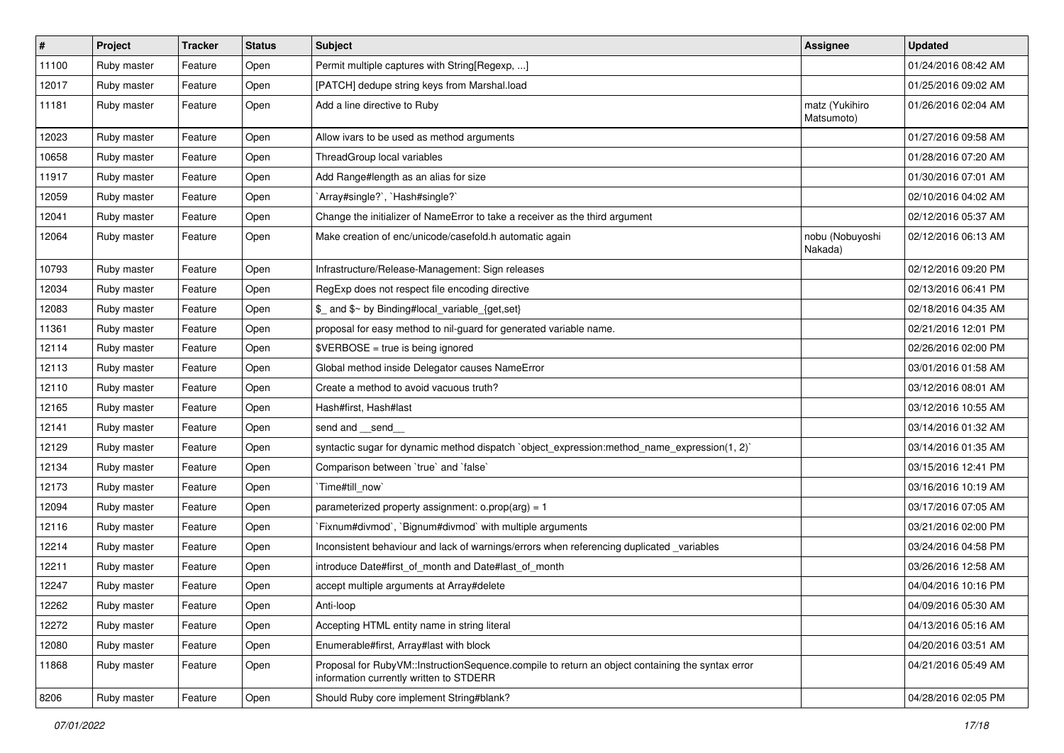| # | Project | Tracker | Status | Subject | Assignee | Updated |
|---|---|---|---|---|---|---|
| 11100 | Ruby master | Feature | Open | Permit multiple captures with String[Regexp, ...] | | 01/24/2016 08:42 AM |
| 12017 | Ruby master | Feature | Open | [PATCH] dedupe string keys from Marshal.load | | 01/25/2016 09:02 AM |
| 11181 | Ruby master | Feature | Open | Add a line directive to Ruby | matz (Yukihiro Matsumoto) | 01/26/2016 02:04 AM |
| 12023 | Ruby master | Feature | Open | Allow ivars to be used as method arguments | | 01/27/2016 09:58 AM |
| 10658 | Ruby master | Feature | Open | ThreadGroup local variables | | 01/28/2016 07:20 AM |
| 11917 | Ruby master | Feature | Open | Add Range#length as an alias for size | | 01/30/2016 07:01 AM |
| 12059 | Ruby master | Feature | Open | `Array#single?`, `Hash#single?` | | 02/10/2016 04:02 AM |
| 12041 | Ruby master | Feature | Open | Change the initializer of NameError to take a receiver as the third argument | | 02/12/2016 05:37 AM |
| 12064 | Ruby master | Feature | Open | Make creation of enc/unicode/casefold.h automatic again | nobu (Nobuyoshi Nakada) | 02/12/2016 06:13 AM |
| 10793 | Ruby master | Feature | Open | Infrastructure/Release-Management: Sign releases | | 02/12/2016 09:20 PM |
| 12034 | Ruby master | Feature | Open | RegExp does not respect file encoding directive | | 02/13/2016 06:41 PM |
| 12083 | Ruby master | Feature | Open | $_ and $~ by Binding#local_variable_{get,set} | | 02/18/2016 04:35 AM |
| 11361 | Ruby master | Feature | Open | proposal for easy method to nil-guard for generated variable name. | | 02/21/2016 12:01 PM |
| 12114 | Ruby master | Feature | Open | $VERBOSE = true is being ignored | | 02/26/2016 02:00 PM |
| 12113 | Ruby master | Feature | Open | Global method inside Delegator causes NameError | | 03/01/2016 01:58 AM |
| 12110 | Ruby master | Feature | Open | Create a method to avoid vacuous truth? | | 03/12/2016 08:01 AM |
| 12165 | Ruby master | Feature | Open | Hash#first, Hash#last | | 03/12/2016 10:55 AM |
| 12141 | Ruby master | Feature | Open | send and __send__ | | 03/14/2016 01:32 AM |
| 12129 | Ruby master | Feature | Open | syntactic sugar for dynamic method dispatch `object_expression:method_name_expression(1, 2)` | | 03/14/2016 01:35 AM |
| 12134 | Ruby master | Feature | Open | Comparison between `true` and `false` | | 03/15/2016 12:41 PM |
| 12173 | Ruby master | Feature | Open | `Time#till_now` | | 03/16/2016 10:19 AM |
| 12094 | Ruby master | Feature | Open | parameterized property assignment: o.prop(arg) = 1 | | 03/17/2016 07:05 AM |
| 12116 | Ruby master | Feature | Open | `Fixnum#divmod`, `Bignum#divmod` with multiple arguments | | 03/21/2016 02:00 PM |
| 12214 | Ruby master | Feature | Open | Inconsistent behaviour and lack of warnings/errors when referencing duplicated _variables | | 03/24/2016 04:58 PM |
| 12211 | Ruby master | Feature | Open | introduce Date#first_of_month and Date#last_of_month | | 03/26/2016 12:58 AM |
| 12247 | Ruby master | Feature | Open | accept multiple arguments at Array#delete | | 04/04/2016 10:16 PM |
| 12262 | Ruby master | Feature | Open | Anti-loop | | 04/09/2016 05:30 AM |
| 12272 | Ruby master | Feature | Open | Accepting HTML entity name in string literal | | 04/13/2016 05:16 AM |
| 12080 | Ruby master | Feature | Open | Enumerable#first, Array#last with block | | 04/20/2016 03:51 AM |
| 11868 | Ruby master | Feature | Open | Proposal for RubyVM::InstructionSequence.compile to return an object containing the syntax error information currently written to STDERR | | 04/21/2016 05:49 AM |
| 8206 | Ruby master | Feature | Open | Should Ruby core implement String#blank? | | 04/28/2016 02:05 PM |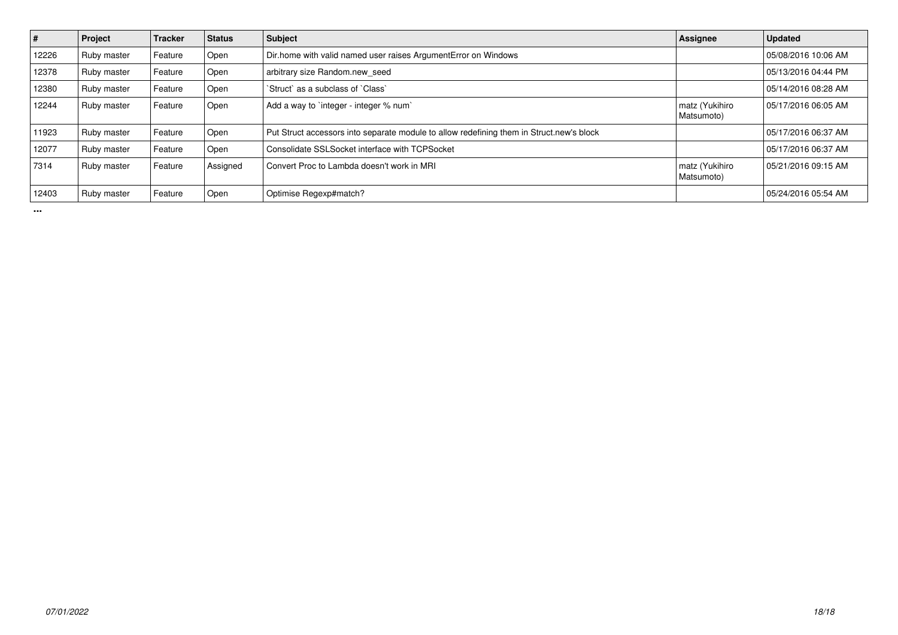| # | Project | Tracker | Status | Subject | Assignee | Updated |
|---|---|---|---|---|---|---|
| 12226 | Ruby master | Feature | Open | Dir.home with valid named user raises ArgumentError on Windows | | 05/08/2016 10:06 AM |
| 12378 | Ruby master | Feature | Open | arbitrary size Random.new_seed | | 05/13/2016 04:44 PM |
| 12380 | Ruby master | Feature | Open | `Struct` as a subclass of `Class` | | 05/14/2016 08:28 AM |
| 12244 | Ruby master | Feature | Open | Add a way to `integer - integer % num` | matz (Yukihiro Matsumoto) | 05/17/2016 06:05 AM |
| 11923 | Ruby master | Feature | Open | Put Struct accessors into separate module to allow redefining them in Struct.new's block | | 05/17/2016 06:37 AM |
| 12077 | Ruby master | Feature | Open | Consolidate SSLSocket interface with TCPSocket | | 05/17/2016 06:37 AM |
| 7314 | Ruby master | Feature | Assigned | Convert Proc to Lambda doesn't work in MRI | matz (Yukihiro Matsumoto) | 05/21/2016 09:15 AM |
| 12403 | Ruby master | Feature | Open | Optimise Regexp#match? | | 05/24/2016 05:54 AM |

...